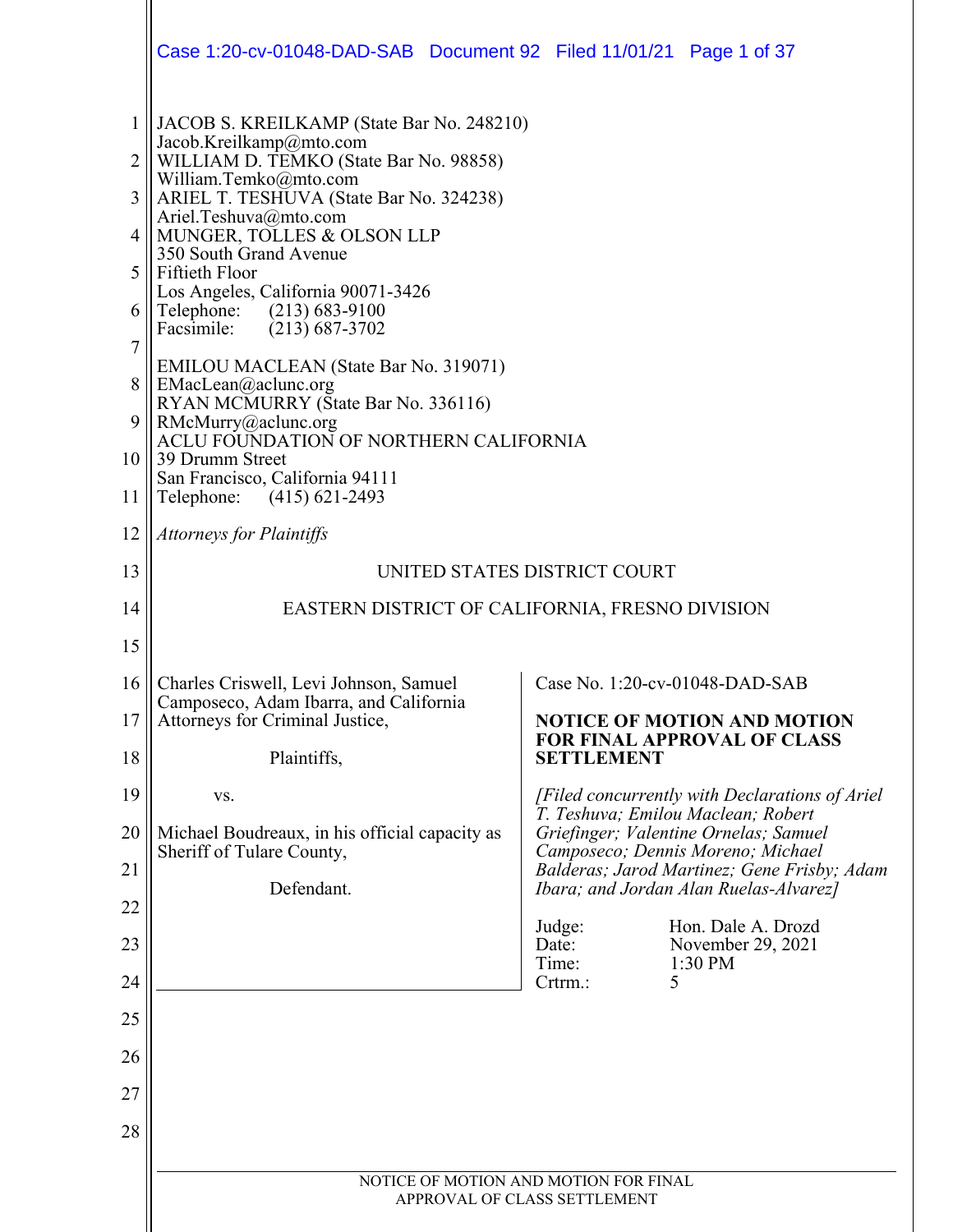JACOB S. KREILKAMP (State Bar No. 248210)
Jacob.Kreilkamp@mto.com
WILLIAM D. TEMKO (State Bar No. 98858)
William.Temko@mto.com
ARIEL T. TESHUVA (State Bar No. 324238)
Ariel.Teshuva@mto.com
MUNGER, TOLLES & OLSON LLP
350 South Grand Avenue
Fiftieth Floor
Los Angeles, California 90071-3426
Telephone: (213) 683-9100
Facsimile: (213) 687-3702

EMILOU MACLEAN (State Bar No. 319071)
EMacLean@aclunc.org
RYAN MCMURRY (State Bar No. 336116)
RMcMurry@aclunc.org
ACLU FOUNDATION OF NORTHERN CALIFORNIA
39 Drumm Street
San Francisco, California 94111
Telephone: (415) 621-2493

*Attorneys for Plaintiffs*

UNITED STATES DISTRICT COURT

EASTERN DISTRICT OF CALIFORNIA, FRESNO DIVISION

Charles Criswell, Levi Johnson, Samuel Camposeco, Adam Ibarra, and California Attorneys for Criminal Justice,

Plaintiffs,

vs.

Michael Boudreaux, in his official capacity as Sheriff of Tulare County,

Defendant.

Case No. 1:20-cv-01048-DAD-SAB

**NOTICE OF MOTION AND MOTION FOR FINAL APPROVAL OF CLASS SETTLEMENT**

*[Filed concurrently with Declarations of Ariel T. Teshuva; Emilou Maclean; Robert Griefinger; Valentine Ornelas; Samuel Camposeco; Dennis Moreno; Michael Balderas; Jarod Martinez; Gene Frisby; Adam Ibara; and Jordan Alan Ruelas-Alvarez]*

Judge: Hon. Dale A. Drozd
Date: November 29, 2021
Time: 1:30 PM
Crtrm.: 5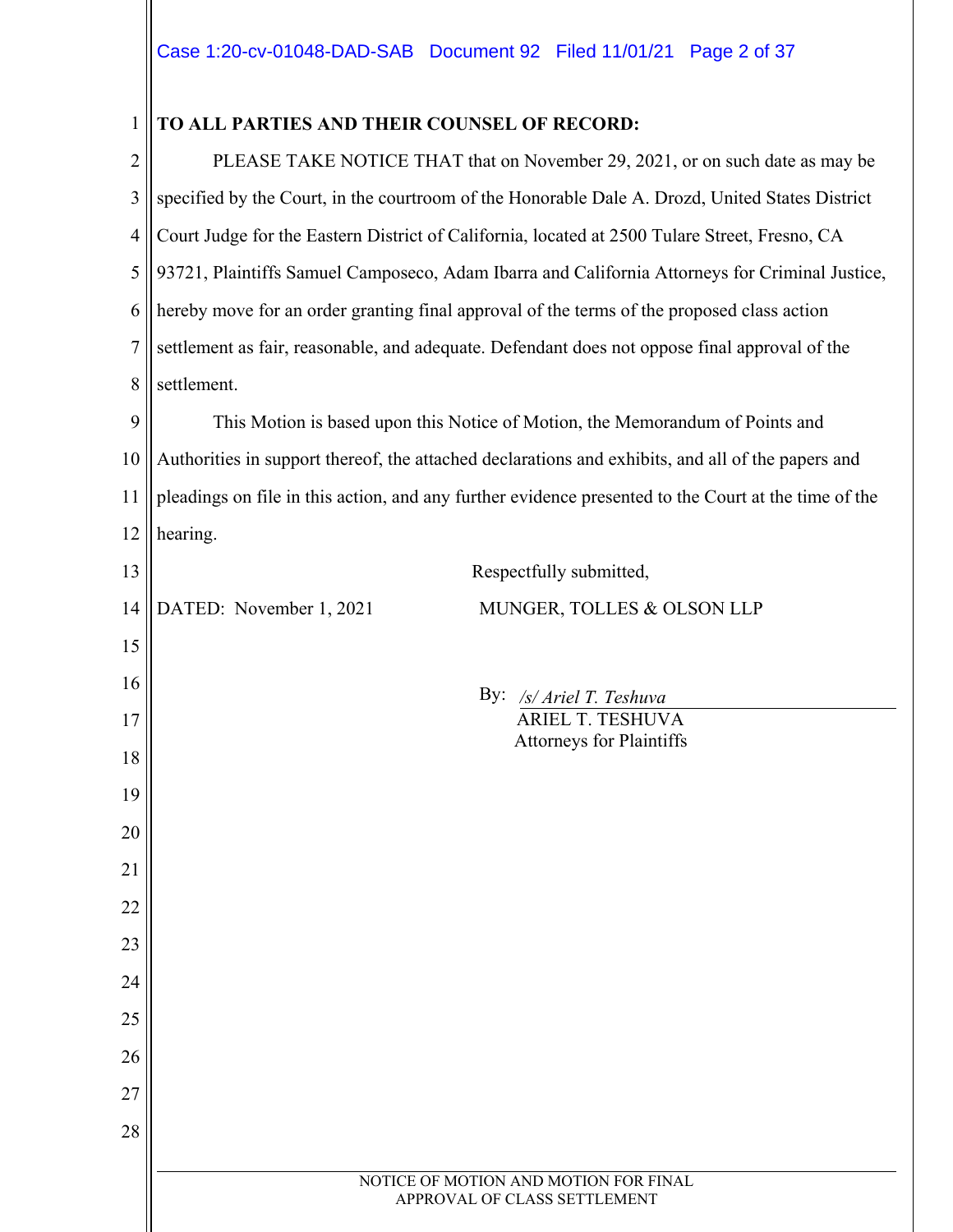**TO ALL PARTIES AND THEIR COUNSEL OF RECORD:**

PLEASE TAKE NOTICE THAT that on November 29, 2021, or on such date as may be specified by the Court, in the courtroom of the Honorable Dale A. Drozd, United States District Court Judge for the Eastern District of California, located at 2500 Tulare Street, Fresno, CA 93721, Plaintiffs Samuel Camposeco, Adam Ibarra and California Attorneys for Criminal Justice, hereby move for an order granting final approval of the terms of the proposed class action settlement as fair, reasonable, and adequate. Defendant does not oppose final approval of the settlement.

This Motion is based upon this Notice of Motion, the Memorandum of Points and Authorities in support thereof, the attached declarations and exhibits, and all of the papers and pleadings on file in this action, and any further evidence presented to the Court at the time of the hearing.

Respectfully submitted,

DATED: November 1, 2021

MUNGER, TOLLES & OLSON LLP

By: */s/ Ariel T. Teshuva*
ARIEL T. TESHUVA
Attorneys for Plaintiffs

NOTICE OF MOTION AND MOTION FOR FINAL APPROVAL OF CLASS SETTLEMENT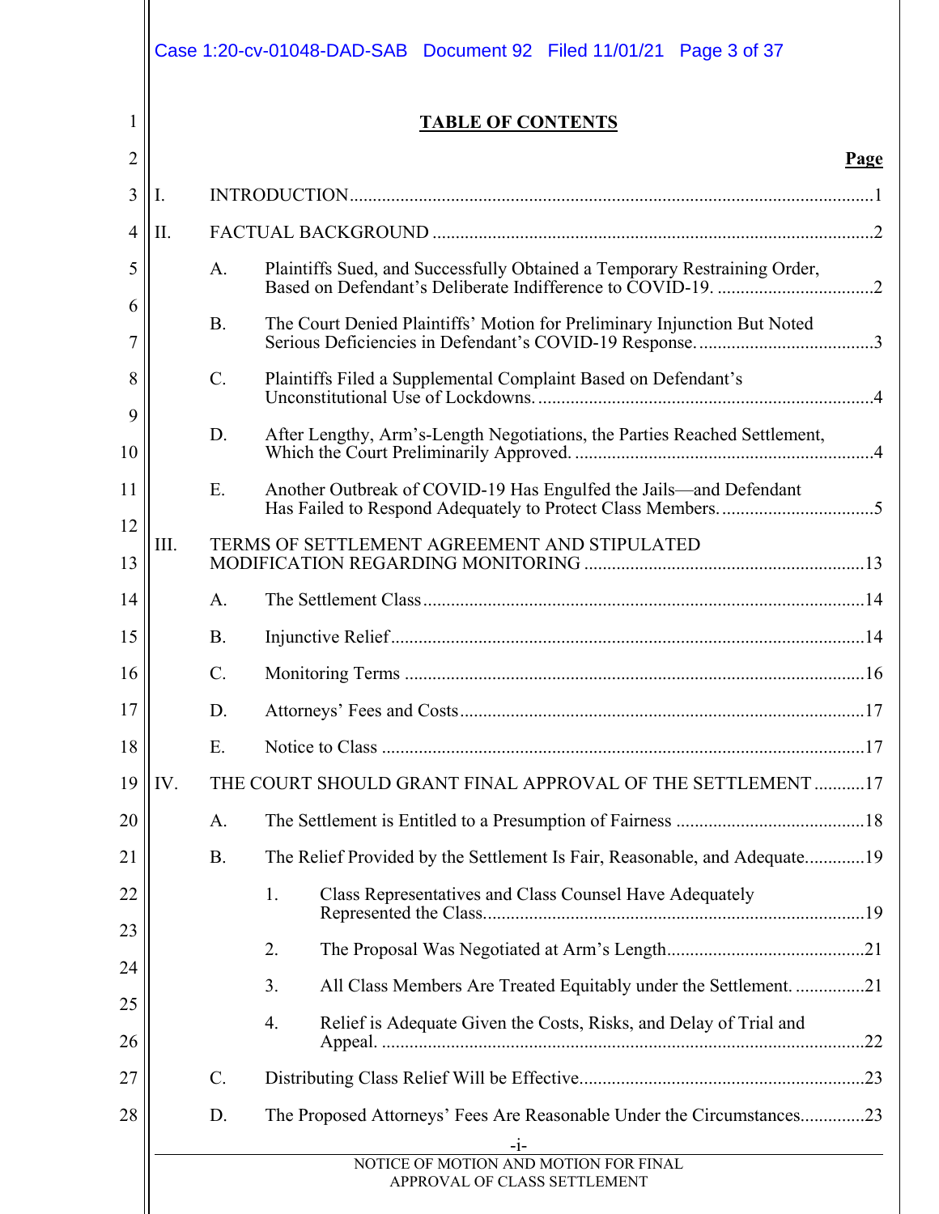# TABLE OF CONTENTS

| | | Page |
|---|---|---|
| I. | INTRODUCTION | 1 |
| II. | FACTUAL BACKGROUND | 2 |
| | A. Plaintiffs Sued, and Successfully Obtained a Temporary Restraining Order, Based on Defendant's Deliberate Indifference to COVID-19. | 2 |
| | B. The Court Denied Plaintiffs' Motion for Preliminary Injunction But Noted Serious Deficiencies in Defendant's COVID-19 Response. | 3 |
| | C. Plaintiffs Filed a Supplemental Complaint Based on Defendant's Unconstitutional Use of Lockdowns. | 4 |
| | D. After Lengthy, Arm's-Length Negotiations, the Parties Reached Settlement, Which the Court Preliminarily Approved. | 4 |
| | E. Another Outbreak of COVID-19 Has Engulfed the Jails—and Defendant Has Failed to Respond Adequately to Protect Class Members. | 5 |
| III. | TERMS OF SETTLEMENT AGREEMENT AND STIPULATED MODIFICATION REGARDING MONITORING | 13 |
| | A. The Settlement Class | 14 |
| | B. Injunctive Relief | 14 |
| | C. Monitoring Terms | 16 |
| | D. Attorneys' Fees and Costs | 17 |
| | E. Notice to Class | 17 |
| IV. | THE COURT SHOULD GRANT FINAL APPROVAL OF THE SETTLEMENT | 17 |
| | A. The Settlement is Entitled to a Presumption of Fairness | 18 |
| | B. The Relief Provided by the Settlement Is Fair, Reasonable, and Adequate | 19 |
| | 1. Class Representatives and Class Counsel Have Adequately Represented the Class. | 19 |
| | 2. The Proposal Was Negotiated at Arm's Length | 21 |
| | 3. All Class Members Are Treated Equitably under the Settlement. | 21 |
| | 4. Relief is Adequate Given the Costs, Risks, and Delay of Trial and Appeal. | 22 |
| | C. Distributing Class Relief Will be Effective | 23 |
| | D. The Proposed Attorneys' Fees Are Reasonable Under the Circumstances | 23 |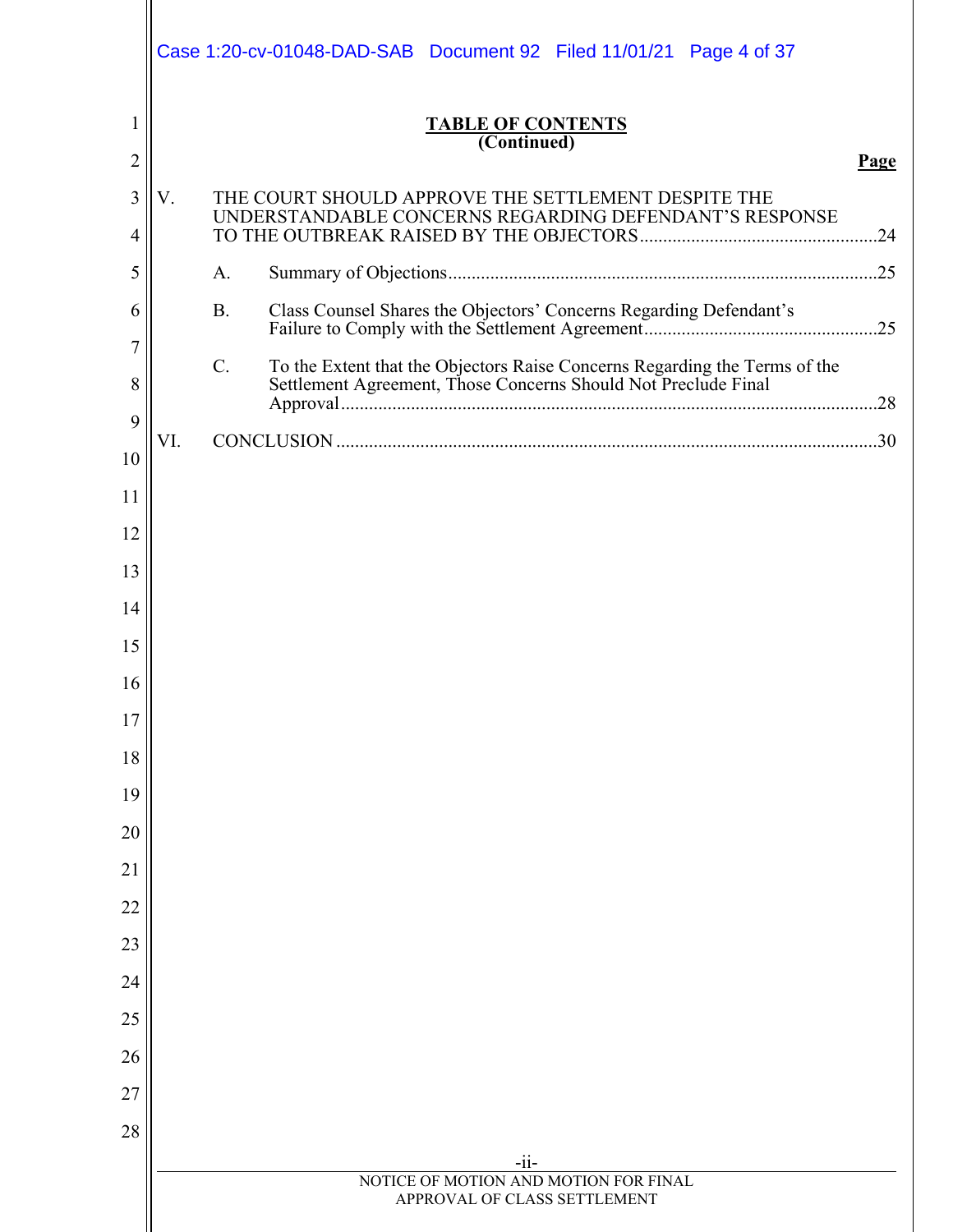**TABLE OF CONTENTS**
**(Continued)**

**Page**

V. THE COURT SHOULD APPROVE THE SETTLEMENT DESPITE THE UNDERSTANDABLE CONCERNS REGARDING DEFENDANT'S RESPONSE TO THE OUTBREAK RAISED BY THE OBJECTORS ....................................................24

- A. Summary of Objections ....................................................................................25
- B. Class Counsel Shares the Objectors' Concerns Regarding Defendant's Failure to Comply with the Settlement Agreement ..................................................25
- C. To the Extent that the Objectors Raise Concerns Regarding the Terms of the Settlement Agreement, Those Concerns Should Not Preclude Final Approval ....................................................................................................28

VI. CONCLUSION ....................................................................................................30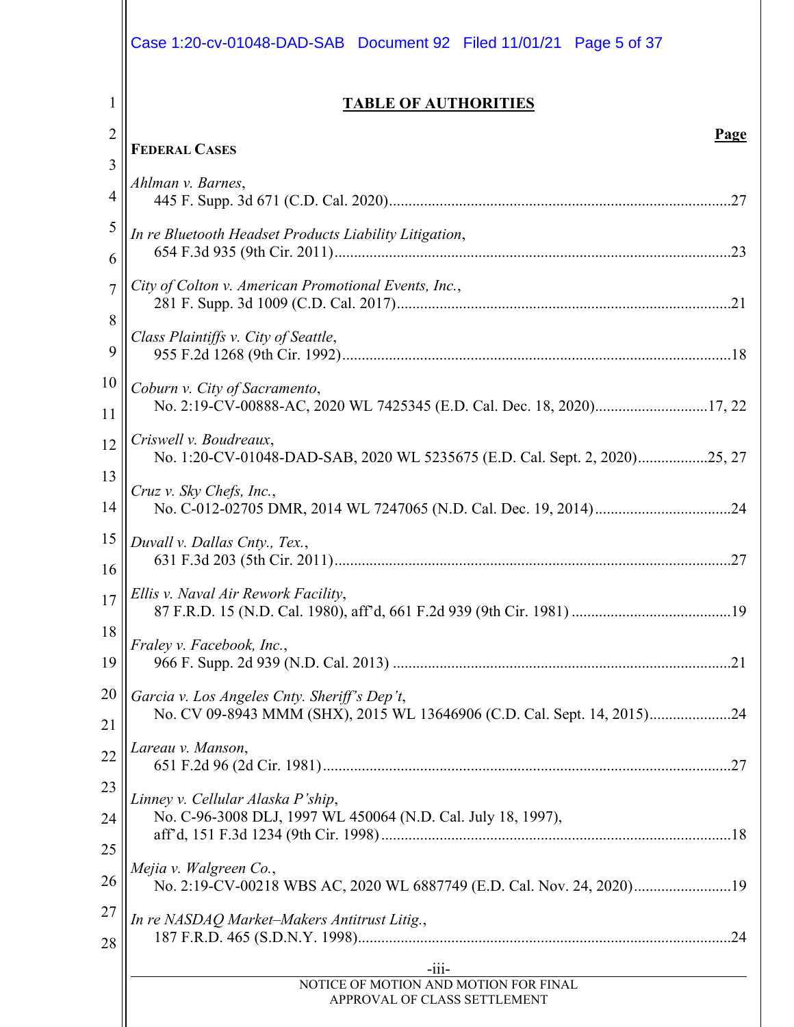# TABLE OF AUTHORITIES

**Page**

**FEDERAL CASES**

*Ahlman v. Barnes*,
445 F. Supp. 3d 671 (C.D. Cal. 2020)........................................................................................27

*In re Bluetooth Headset Products Liability Litigation*,
654 F.3d 935 (9th Cir. 2011)......................................................................................................23

*City of Colton v. American Promotional Events, Inc.*,
281 F. Supp. 3d 1009 (C.D. Cal. 2017).....................................................................................21

*Class Plaintiffs v. City of Seattle*,
955 F.2d 1268 (9th Cir. 1992)....................................................................................................18

*Coburn v. City of Sacramento*,
No. 2:19-CV-00888-AC, 2020 WL 7425345 (E.D. Cal. Dec. 18, 2020).............................17, 22

*Criswell v. Boudreaux*,
No. 1:20-CV-01048-DAD-SAB, 2020 WL 5235675 (E.D. Cal. Sept. 2, 2020)..................25, 27

*Cruz v. Sky Chefs, Inc.*,
No. C-012-02705 DMR, 2014 WL 7247065 (N.D. Cal. Dec. 19, 2014)...................................24

*Duvall v. Dallas Cnty., Tex.*,
631 F.3d 203 (5th Cir. 2011)......................................................................................................27

*Ellis v. Naval Air Rework Facility*,
87 F.R.D. 15 (N.D. Cal. 1980), aff'd, 661 F.2d 939 (9th Cir. 1981) .........................................19

*Fraley v. Facebook, Inc.*,
966 F. Supp. 2d 939 (N.D. Cal. 2013) ......................................................................................21

*Garcia v. Los Angeles Cnty. Sheriff's Dep't*,
No. CV 09-8943 MMM (SHX), 2015 WL 13646906 (C.D. Cal. Sept. 14, 2015)....................24

*Lareau v. Manson*,
651 F.2d 96 (2d Cir. 1981).........................................................................................................27

*Linney v. Cellular Alaska P'ship*,
No. C-96-3008 DLJ, 1997 WL 450064 (N.D. Cal. July 18, 1997),
aff'd, 151 F.3d 1234 (9th Cir. 1998)..........................................................................................18

*Mejia v. Walgreen Co.*,
No. 2:19-CV-00218 WBS AC, 2020 WL 6887749 (E.D. Cal. Nov. 24, 2020).........................19

*In re NASDAQ Market–Makers Antitrust Litig.*,
187 F.R.D. 465 (S.D.N.Y. 1998)................................................................................................24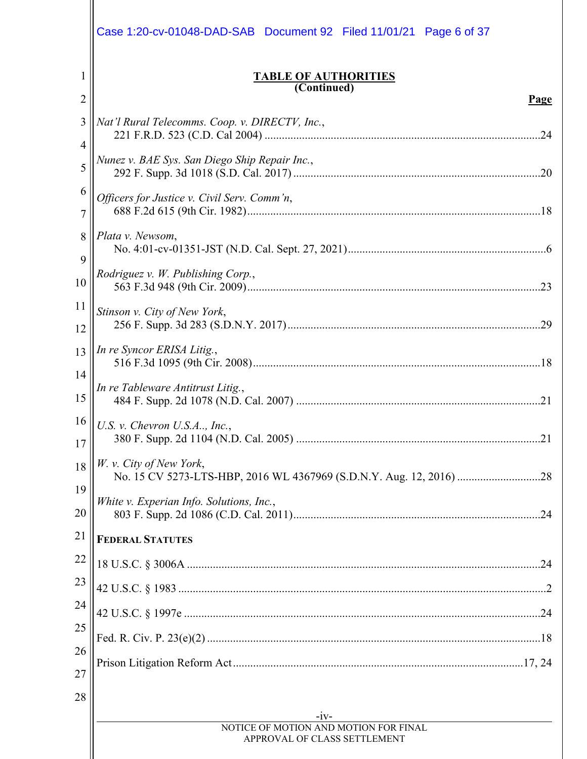## TABLE OF AUTHORITIES
### (Continued)

**Page**

*Nat'l Rural Telecomms. Coop. v. DIRECTV, Inc.*,
221 F.R.D. 523 (C.D. Cal 2004) ....................24

*Nunez v. BAE Sys. San Diego Ship Repair Inc.*,
292 F. Supp. 3d 1018 (S.D. Cal. 2017) ....................20

*Officers for Justice v. Civil Serv. Comm'n*,
688 F.2d 615 (9th Cir. 1982) ....................18

*Plata v. Newsom*,
No. 4:01-cv-01351-JST (N.D. Cal. Sept. 27, 2021) ....................6

*Rodriguez v. W. Publishing Corp.*,
563 F.3d 948 (9th Cir. 2009) ....................23

*Stinson v. City of New York*,
256 F. Supp. 3d 283 (S.D.N.Y. 2017) ....................29

*In re Syncor ERISA Litig.*,
516 F.3d 1095 (9th Cir. 2008) ....................18

*In re Tableware Antitrust Litig.*,
484 F. Supp. 2d 1078 (N.D. Cal. 2007) ....................21

*U.S. v. Chevron U.S.A.., Inc.*,
380 F. Supp. 2d 1104 (N.D. Cal. 2005) ....................21

*W. v. City of New York*,
No. 15 CV 5273-LTS-HBP, 2016 WL 4367969 (S.D.N.Y. Aug. 12, 2016) ....................28

*White v. Experian Info. Solutions, Inc.*,
803 F. Supp. 2d 1086 (C.D. Cal. 2011) ....................24

**FEDERAL STATUTES**

18 U.S.C. § 3006A ....................24

42 U.S.C. § 1983 ....................2

42 U.S.C. § 1997e ....................24

Fed. R. Civ. P. 23(e)(2) ....................18

Prison Litigation Reform Act ....................17, 24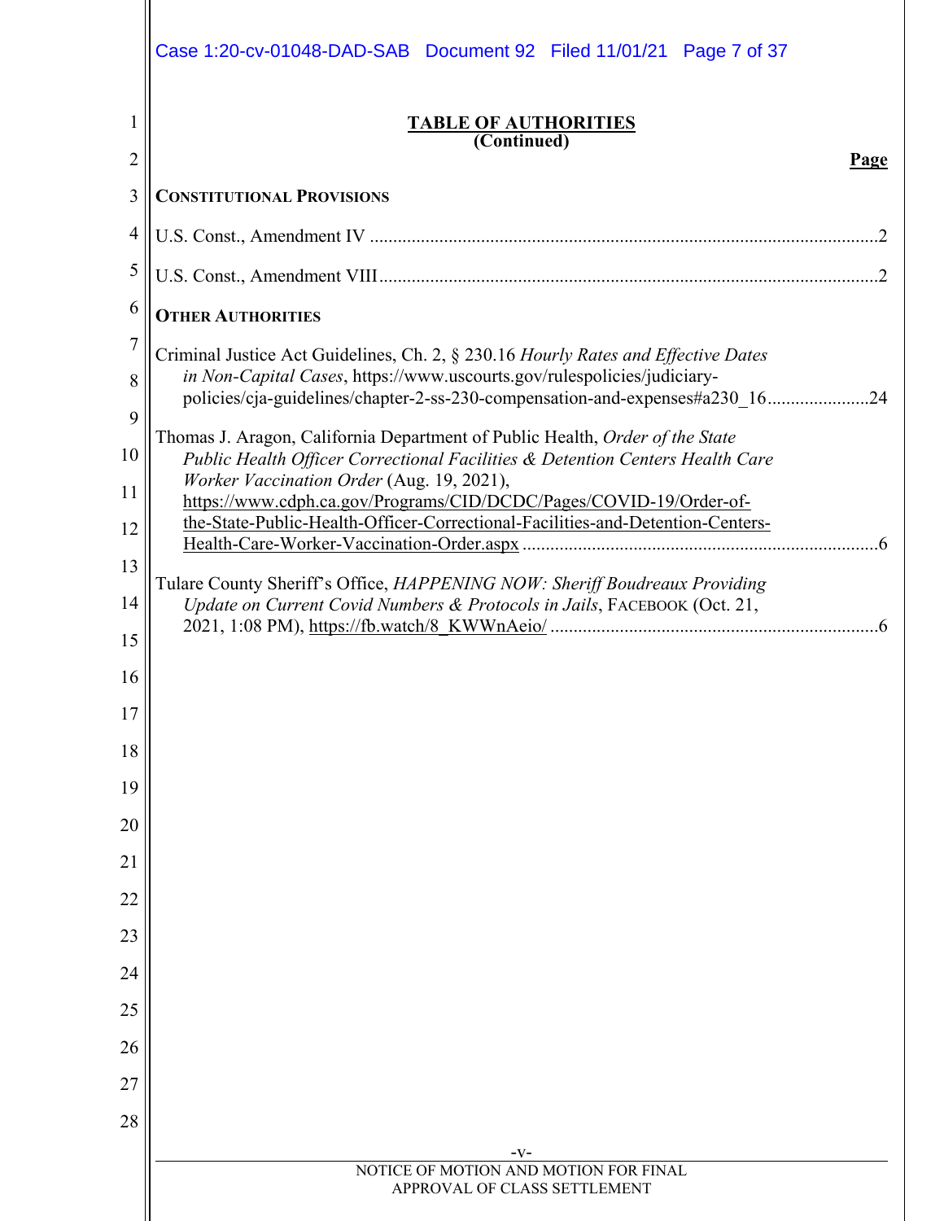# TABLE OF AUTHORITIES
**(Continued)**

**Page**

**CONSTITUTIONAL PROVISIONS**

U.S. Const., Amendment IV ............................................................................................................2

U.S. Const., Amendment VIII..........................................................................................................2

**OTHER AUTHORITIES**

Criminal Justice Act Guidelines, Ch. 2, § 230.16 *Hourly Rates and Effective Dates in Non-Capital Cases*, https://www.uscourts.gov/rulespolicies/judiciary-policies/cja-guidelines/chapter-2-ss-230-compensation-and-expenses#a230_16......................24

Thomas J. Aragon, California Department of Public Health, *Order of the State Public Health Officer Correctional Facilities & Detention Centers Health Care Worker Vaccination Order* (Aug. 19, 2021), https://www.cdph.ca.gov/Programs/CID/DCDC/Pages/COVID-19/Order-of-the-State-Public-Health-Officer-Correctional-Facilities-and-Detention-Centers-Health-Care-Worker-Vaccination-Order.aspx ............................................................................6

Tulare County Sheriff's Office, *HAPPENING NOW: Sheriff Boudreaux Providing Update on Current Covid Numbers & Protocols in Jails*, FACEBOOK (Oct. 21, 2021, 1:08 PM), https://fb.watch/8_KWWnAeio/ ......................................................................6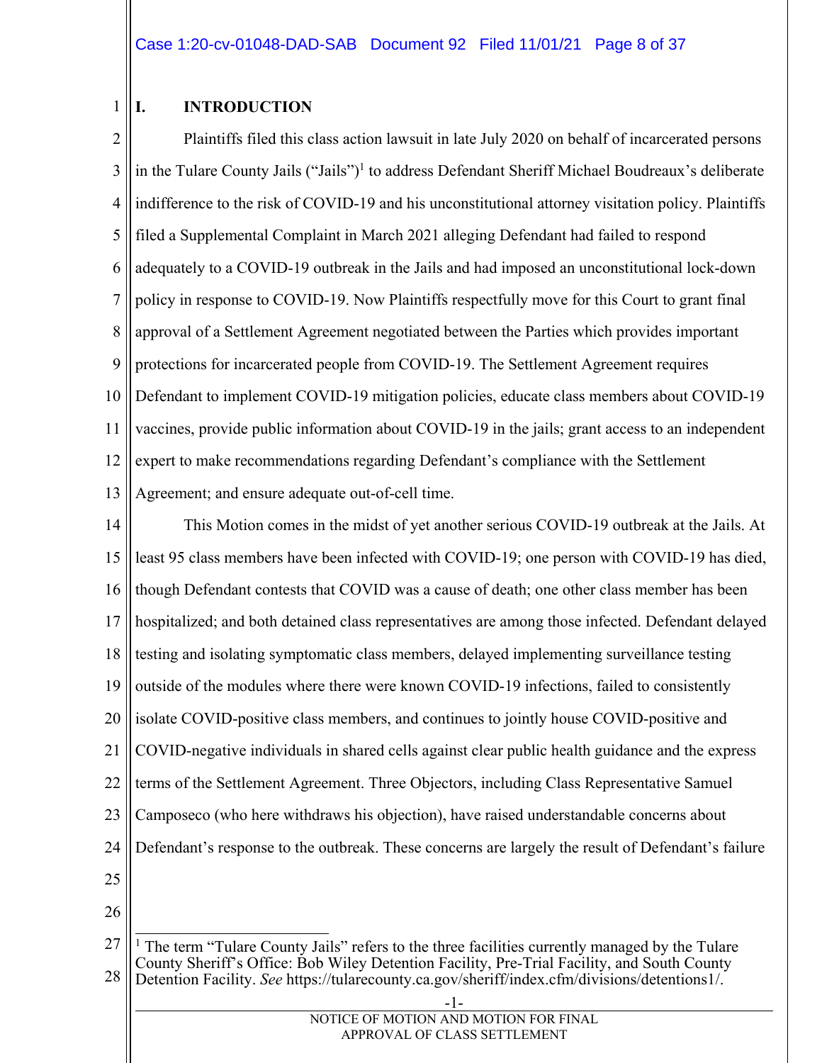## I. INTRODUCTION

Plaintiffs filed this class action lawsuit in late July 2020 on behalf of incarcerated persons in the Tulare County Jails ("Jails")[1] to address Defendant Sheriff Michael Boudreaux's deliberate indifference to the risk of COVID-19 and his unconstitutional attorney visitation policy. Plaintiffs filed a Supplemental Complaint in March 2021 alleging Defendant had failed to respond adequately to a COVID-19 outbreak in the Jails and had imposed an unconstitutional lock-down policy in response to COVID-19. Now Plaintiffs respectfully move for this Court to grant final approval of a Settlement Agreement negotiated between the Parties which provides important protections for incarcerated people from COVID-19. The Settlement Agreement requires Defendant to implement COVID-19 mitigation policies, educate class members about COVID-19 vaccines, provide public information about COVID-19 in the jails; grant access to an independent expert to make recommendations regarding Defendant's compliance with the Settlement Agreement; and ensure adequate out-of-cell time.

This Motion comes in the midst of yet another serious COVID-19 outbreak at the Jails. At least 95 class members have been infected with COVID-19; one person with COVID-19 has died, though Defendant contests that COVID was a cause of death; one other class member has been hospitalized; and both detained class representatives are among those infected. Defendant delayed testing and isolating symptomatic class members, delayed implementing surveillance testing outside of the modules where there were known COVID-19 infections, failed to consistently isolate COVID-positive class members, and continues to jointly house COVID-positive and COVID-negative individuals in shared cells against clear public health guidance and the express terms of the Settlement Agreement. Three Objectors, including Class Representative Samuel Camposeco (who here withdraws his objection), have raised understandable concerns about Defendant's response to the outbreak. These concerns are largely the result of Defendant's failure

---

[1] The term "Tulare County Jails" refers to the three facilities currently managed by the Tulare County Sheriff's Office: Bob Wiley Detention Facility, Pre-Trial Facility, and South County Detention Facility. *See* https://tularecounty.ca.gov/sheriff/index.cfm/divisions/detentions1/.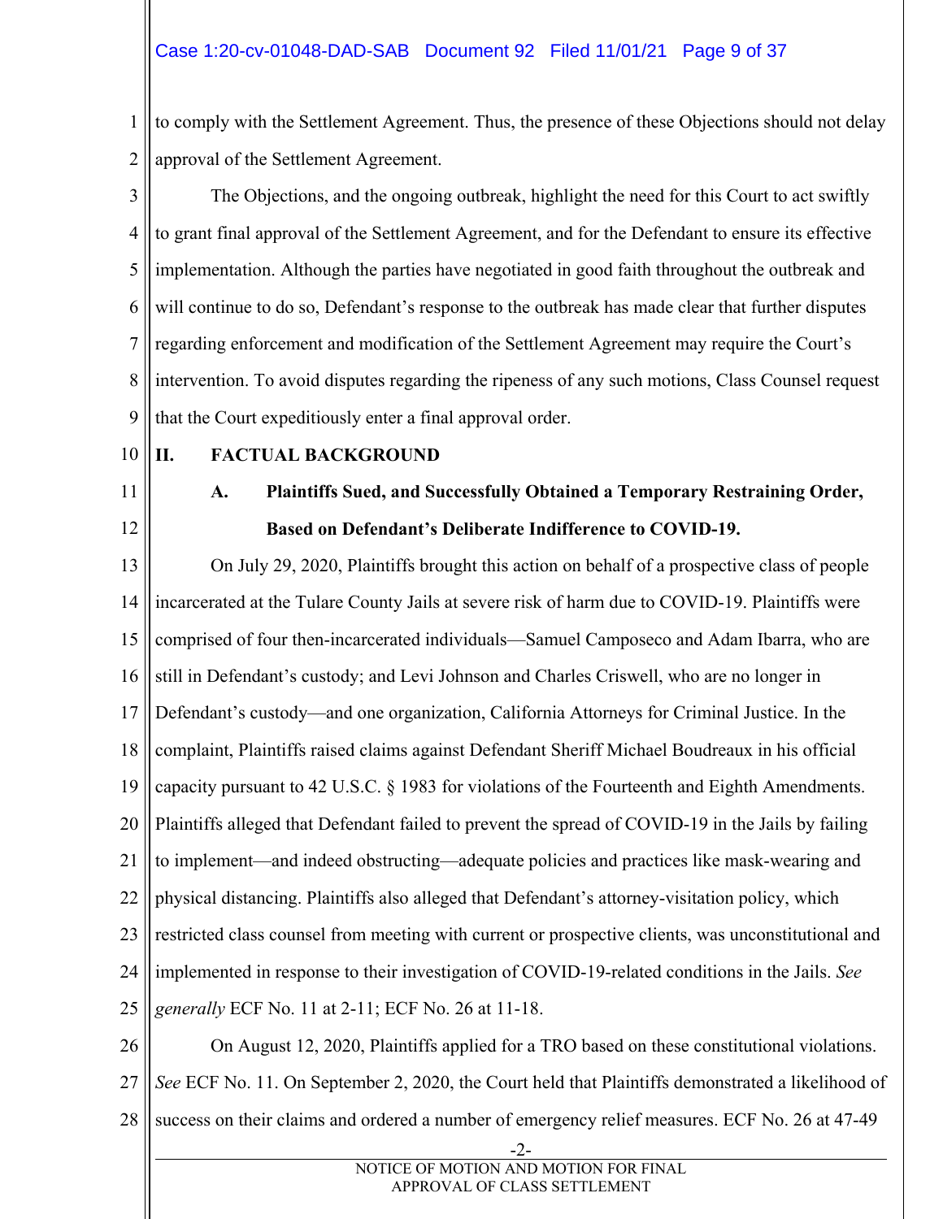to comply with the Settlement Agreement. Thus, the presence of these Objections should not delay approval of the Settlement Agreement.

The Objections, and the ongoing outbreak, highlight the need for this Court to act swiftly to grant final approval of the Settlement Agreement, and for the Defendant to ensure its effective implementation. Although the parties have negotiated in good faith throughout the outbreak and will continue to do so, Defendant's response to the outbreak has made clear that further disputes regarding enforcement and modification of the Settlement Agreement may require the Court's intervention. To avoid disputes regarding the ripeness of any such motions, Class Counsel request that the Court expeditiously enter a final approval order.

## II. FACTUAL BACKGROUND

### A. Plaintiffs Sued, and Successfully Obtained a Temporary Restraining Order, Based on Defendant's Deliberate Indifference to COVID-19.

On July 29, 2020, Plaintiffs brought this action on behalf of a prospective class of people incarcerated at the Tulare County Jails at severe risk of harm due to COVID-19. Plaintiffs were comprised of four then-incarcerated individuals—Samuel Camposeco and Adam Ibarra, who are still in Defendant's custody; and Levi Johnson and Charles Criswell, who are no longer in Defendant's custody—and one organization, California Attorneys for Criminal Justice. In the complaint, Plaintiffs raised claims against Defendant Sheriff Michael Boudreaux in his official capacity pursuant to 42 U.S.C. § 1983 for violations of the Fourteenth and Eighth Amendments. Plaintiffs alleged that Defendant failed to prevent the spread of COVID-19 in the Jails by failing to implement—and indeed obstructing—adequate policies and practices like mask-wearing and physical distancing. Plaintiffs also alleged that Defendant's attorney-visitation policy, which restricted class counsel from meeting with current or prospective clients, was unconstitutional and implemented in response to their investigation of COVID-19-related conditions in the Jails. *See generally* ECF No. 11 at 2-11; ECF No. 26 at 11-18.

On August 12, 2020, Plaintiffs applied for a TRO based on these constitutional violations. *See* ECF No. 11. On September 2, 2020, the Court held that Plaintiffs demonstrated a likelihood of success on their claims and ordered a number of emergency relief measures. ECF No. 26 at 47-49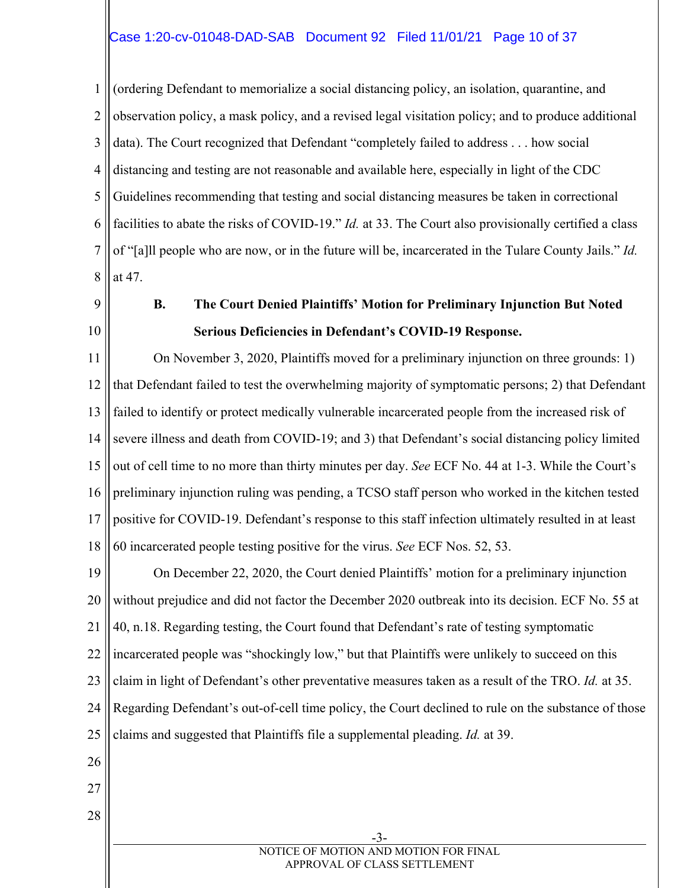(ordering Defendant to memorialize a social distancing policy, an isolation, quarantine, and observation policy, a mask policy, and a revised legal visitation policy; and to produce additional data). The Court recognized that Defendant "completely failed to address . . . how social distancing and testing are not reasonable and available here, especially in light of the CDC Guidelines recommending that testing and social distancing measures be taken in correctional facilities to abate the risks of COVID-19." *Id.* at 33. The Court also provisionally certified a class of "[a]ll people who are now, or in the future will be, incarcerated in the Tulare County Jails." *Id.* at 47.

### B. The Court Denied Plaintiffs' Motion for Preliminary Injunction But Noted Serious Deficiencies in Defendant's COVID-19 Response.

On November 3, 2020, Plaintiffs moved for a preliminary injunction on three grounds: 1) that Defendant failed to test the overwhelming majority of symptomatic persons; 2) that Defendant failed to identify or protect medically vulnerable incarcerated people from the increased risk of severe illness and death from COVID-19; and 3) that Defendant's social distancing policy limited out of cell time to no more than thirty minutes per day. *See* ECF No. 44 at 1-3. While the Court's preliminary injunction ruling was pending, a TCSO staff person who worked in the kitchen tested positive for COVID-19. Defendant's response to this staff infection ultimately resulted in at least 60 incarcerated people testing positive for the virus. *See* ECF Nos. 52, 53.

On December 22, 2020, the Court denied Plaintiffs' motion for a preliminary injunction without prejudice and did not factor the December 2020 outbreak into its decision. ECF No. 55 at 40, n.18. Regarding testing, the Court found that Defendant's rate of testing symptomatic incarcerated people was "shockingly low," but that Plaintiffs were unlikely to succeed on this claim in light of Defendant's other preventative measures taken as a result of the TRO. *Id.* at 35. Regarding Defendant's out-of-cell time policy, the Court declined to rule on the substance of those claims and suggested that Plaintiffs file a supplemental pleading. *Id.* at 39.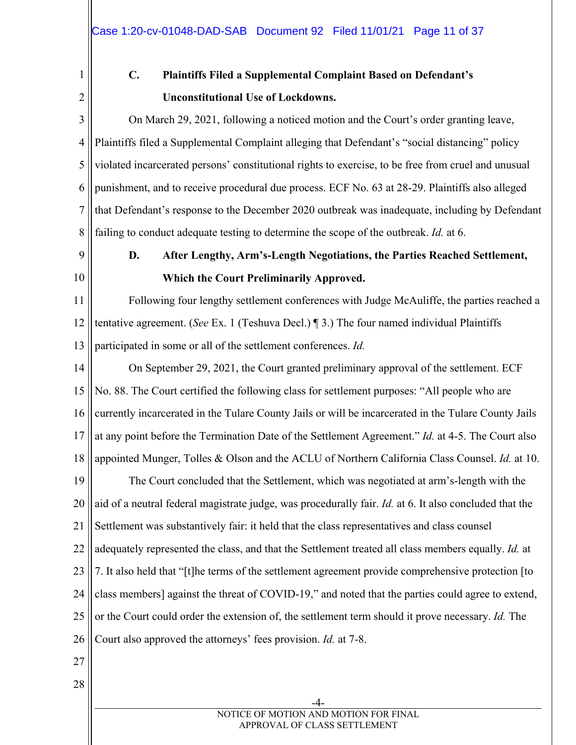### C. Plaintiffs Filed a Supplemental Complaint Based on Defendant's Unconstitutional Use of Lockdowns.

On March 29, 2021, following a noticed motion and the Court's order granting leave, Plaintiffs filed a Supplemental Complaint alleging that Defendant's "social distancing" policy violated incarcerated persons' constitutional rights to exercise, to be free from cruel and unusual punishment, and to receive procedural due process. ECF No. 63 at 28-29. Plaintiffs also alleged that Defendant's response to the December 2020 outbreak was inadequate, including by Defendant failing to conduct adequate testing to determine the scope of the outbreak. *Id.* at 6.

### D. After Lengthy, Arm's-Length Negotiations, the Parties Reached Settlement, Which the Court Preliminarily Approved.

Following four lengthy settlement conferences with Judge McAuliffe, the parties reached a tentative agreement. (*See* Ex. 1 (Teshuva Decl.) ¶ 3.) The four named individual Plaintiffs participated in some or all of the settlement conferences. *Id.*

On September 29, 2021, the Court granted preliminary approval of the settlement. ECF No. 88. The Court certified the following class for settlement purposes: "All people who are currently incarcerated in the Tulare County Jails or will be incarcerated in the Tulare County Jails at any point before the Termination Date of the Settlement Agreement." *Id.* at 4-5. The Court also appointed Munger, Tolles & Olson and the ACLU of Northern California Class Counsel. *Id.* at 10.

The Court concluded that the Settlement, which was negotiated at arm's-length with the aid of a neutral federal magistrate judge, was procedurally fair. *Id.* at 6. It also concluded that the Settlement was substantively fair: it held that the class representatives and class counsel adequately represented the class, and that the Settlement treated all class members equally. *Id.* at 7. It also held that "[t]he terms of the settlement agreement provide comprehensive protection [to class members] against the threat of COVID-19," and noted that the parties could agree to extend, or the Court could order the extension of, the settlement term should it prove necessary. *Id.* The Court also approved the attorneys' fees provision. *Id.* at 7-8.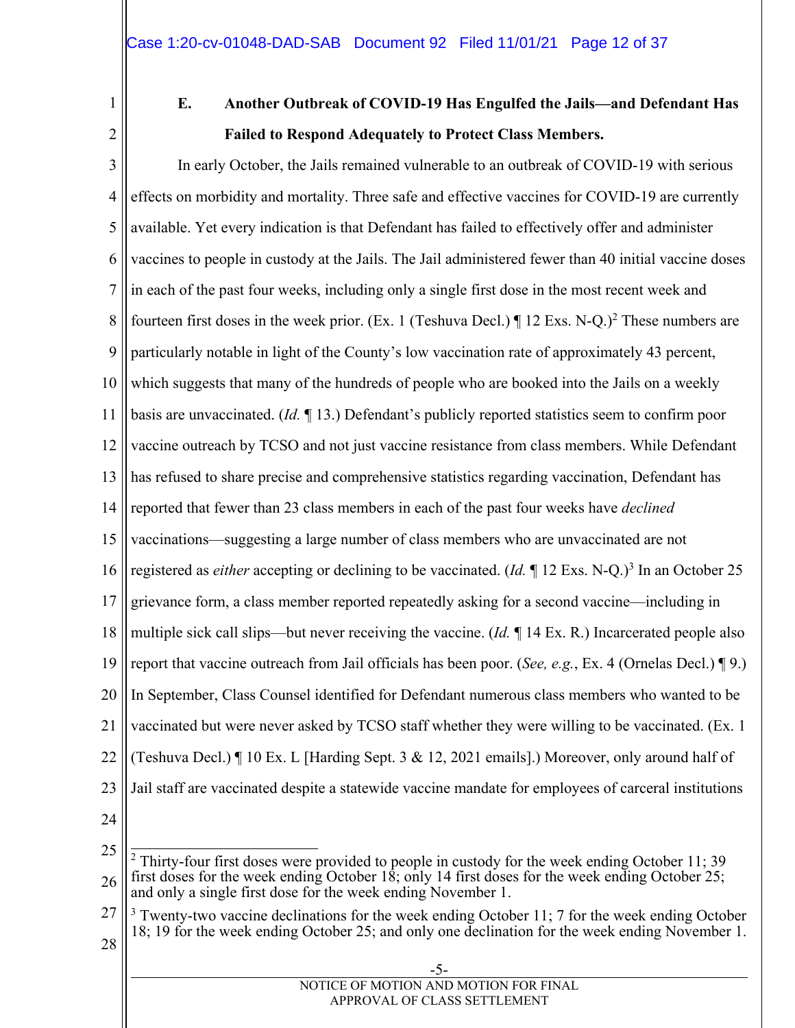### E. Another Outbreak of COVID-19 Has Engulfed the Jails—and Defendant Has Failed to Respond Adequately to Protect Class Members.

In early October, the Jails remained vulnerable to an outbreak of COVID-19 with serious effects on morbidity and mortality. Three safe and effective vaccines for COVID-19 are currently available. Yet every indication is that Defendant has failed to effectively offer and administer vaccines to people in custody at the Jails. The Jail administered fewer than 40 initial vaccine doses in each of the past four weeks, including only a single first dose in the most recent week and fourteen first doses in the week prior. (Ex. 1 (Teshuva Decl.) ¶ 12 Exs. N-Q.)[2] These numbers are particularly notable in light of the County's low vaccination rate of approximately 43 percent, which suggests that many of the hundreds of people who are booked into the Jails on a weekly basis are unvaccinated. (*Id.* ¶ 13.) Defendant's publicly reported statistics seem to confirm poor vaccine outreach by TCSO and not just vaccine resistance from class members. While Defendant has refused to share precise and comprehensive statistics regarding vaccination, Defendant has reported that fewer than 23 class members in each of the past four weeks have *declined* vaccinations—suggesting a large number of class members who are unvaccinated are not registered as *either* accepting or declining to be vaccinated. (*Id.* ¶ 12 Exs. N-Q.)[3] In an October 25 grievance form, a class member reported repeatedly asking for a second vaccine—including in multiple sick call slips—but never receiving the vaccine. (*Id.* ¶ 14 Ex. R.) Incarcerated people also report that vaccine outreach from Jail officials has been poor. (*See, e.g.*, Ex. 4 (Ornelas Decl.) ¶ 9.) In September, Class Counsel identified for Defendant numerous class members who wanted to be vaccinated but were never asked by TCSO staff whether they were willing to be vaccinated. (Ex. 1 (Teshuva Decl.) ¶ 10 Ex. L [Harding Sept. 3 & 12, 2021 emails].) Moreover, only around half of Jail staff are vaccinated despite a statewide vaccine mandate for employees of carceral institutions

---

[2] Thirty-four first doses were provided to people in custody for the week ending October 11; 39 first doses for the week ending October 18; only 14 first doses for the week ending October 25; and only a single first dose for the week ending November 1.

[3] Twenty-two vaccine declinations for the week ending October 11; 7 for the week ending October 18; 19 for the week ending October 25; and only one declination for the week ending November 1.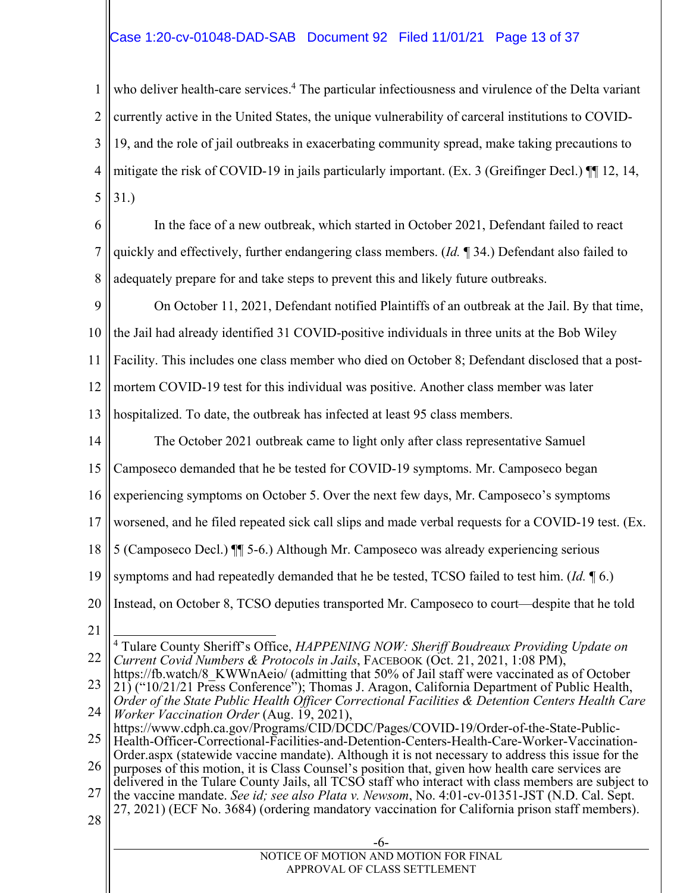who deliver health-care services.[4] The particular infectiousness and virulence of the Delta variant currently active in the United States, the unique vulnerability of carceral institutions to COVID-19, and the role of jail outbreaks in exacerbating community spread, make taking precautions to mitigate the risk of COVID-19 in jails particularly important. (Ex. 3 (Greifinger Decl.) ¶¶ 12, 14, 31.)

In the face of a new outbreak, which started in October 2021, Defendant failed to react quickly and effectively, further endangering class members. (*Id.* ¶ 34.) Defendant also failed to adequately prepare for and take steps to prevent this and likely future outbreaks.

On October 11, 2021, Defendant notified Plaintiffs of an outbreak at the Jail. By that time, the Jail had already identified 31 COVID-positive individuals in three units at the Bob Wiley Facility. This includes one class member who died on October 8; Defendant disclosed that a post-mortem COVID-19 test for this individual was positive. Another class member was later hospitalized. To date, the outbreak has infected at least 95 class members.

The October 2021 outbreak came to light only after class representative Samuel Camposeco demanded that he be tested for COVID-19 symptoms. Mr. Camposeco began experiencing symptoms on October 5. Over the next few days, Mr. Camposeco's symptoms worsened, and he filed repeated sick call slips and made verbal requests for a COVID-19 test. (Ex. 5 (Camposeco Decl.) ¶¶ 5-6.) Although Mr. Camposeco was already experiencing serious symptoms and had repeatedly demanded that he be tested, TCSO failed to test him. (*Id.* ¶ 6.) Instead, on October 8, TCSO deputies transported Mr. Camposeco to court—despite that he told

---

[4] Tulare County Sheriff's Office, *HAPPENING NOW: Sheriff Boudreaux Providing Update on Current Covid Numbers & Protocols in Jails*, FACEBOOK (Oct. 21, 2021, 1:08 PM), https://fb.watch/8_KWWnAeio/ (admitting that 50% of Jail staff were vaccinated as of October 21) ("10/21/21 Press Conference"); Thomas J. Aragon, California Department of Public Health, *Order of the State Public Health Officer Correctional Facilities & Detention Centers Health Care Worker Vaccination Order* (Aug. 19, 2021), https://www.cdph.ca.gov/Programs/CID/DCDC/Pages/COVID-19/Order-of-the-State-Public-Health-Officer-Correctional-Facilities-and-Detention-Centers-Health-Care-Worker-Vaccination-Order.aspx (statewide vaccine mandate). Although it is not necessary to address this issue for the purposes of this motion, it is Class Counsel's position that, given how health care services are delivered in the Tulare County Jails, all TCSO staff who interact with class members are subject to the vaccine mandate. *See id; see also Plata v. Newsom*, No. 4:01-cv-01351-JST (N.D. Cal. Sept. 27, 2021) (ECF No. 3684) (ordering mandatory vaccination for California prison staff members).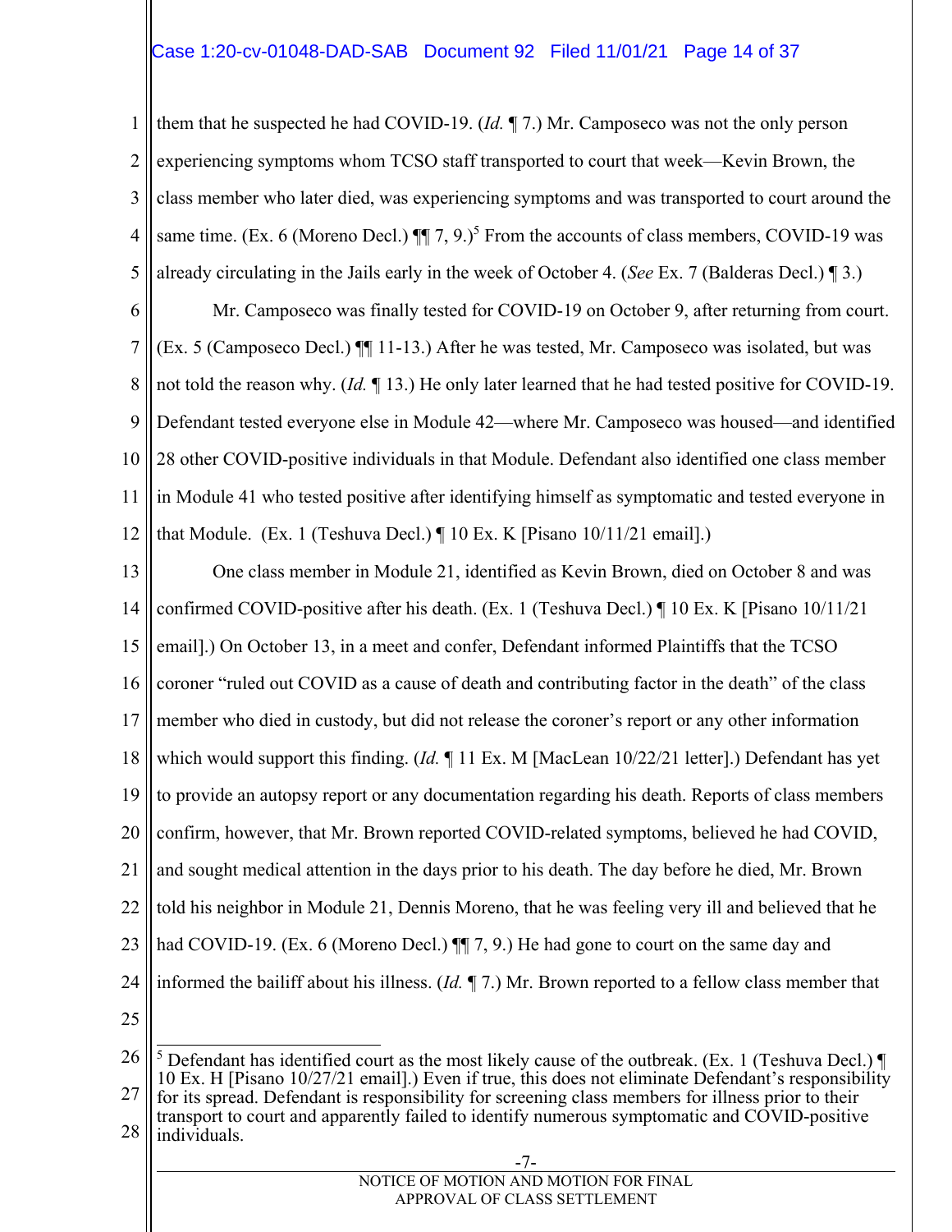them that he suspected he had COVID-19. (*Id.* ¶ 7.) Mr. Camposeco was not the only person experiencing symptoms whom TCSO staff transported to court that week—Kevin Brown, the class member who later died, was experiencing symptoms and was transported to court around the same time. (Ex. 6 (Moreno Decl.) ¶¶ 7, 9.)[5] From the accounts of class members, COVID-19 was already circulating in the Jails early in the week of October 4. (*See* Ex. 7 (Balderas Decl.) ¶ 3.)

Mr. Camposeco was finally tested for COVID-19 on October 9, after returning from court. (Ex. 5 (Camposeco Decl.) ¶¶ 11-13.) After he was tested, Mr. Camposeco was isolated, but was not told the reason why. (*Id.* ¶ 13.) He only later learned that he had tested positive for COVID-19. Defendant tested everyone else in Module 42—where Mr. Camposeco was housed—and identified 28 other COVID-positive individuals in that Module. Defendant also identified one class member in Module 41 who tested positive after identifying himself as symptomatic and tested everyone in that Module. (Ex. 1 (Teshuva Decl.) ¶ 10 Ex. K [Pisano 10/11/21 email].)

One class member in Module 21, identified as Kevin Brown, died on October 8 and was confirmed COVID-positive after his death. (Ex. 1 (Teshuva Decl.) ¶ 10 Ex. K [Pisano 10/11/21 email].) On October 13, in a meet and confer, Defendant informed Plaintiffs that the TCSO coroner "ruled out COVID as a cause of death and contributing factor in the death" of the class member who died in custody, but did not release the coroner's report or any other information which would support this finding. (*Id.* ¶ 11 Ex. M [MacLean 10/22/21 letter].) Defendant has yet to provide an autopsy report or any documentation regarding his death. Reports of class members confirm, however, that Mr. Brown reported COVID-related symptoms, believed he had COVID, and sought medical attention in the days prior to his death. The day before he died, Mr. Brown told his neighbor in Module 21, Dennis Moreno, that he was feeling very ill and believed that he had COVID-19. (Ex. 6 (Moreno Decl.) ¶¶ 7, 9.) He had gone to court on the same day and informed the bailiff about his illness. (*Id.* ¶ 7.) Mr. Brown reported to a fellow class member that

---

[5] Defendant has identified court as the most likely cause of the outbreak. (Ex. 1 (Teshuva Decl.) ¶ 10 Ex. H [Pisano 10/27/21 email].) Even if true, this does not eliminate Defendant's responsibility for its spread. Defendant is responsibility for screening class members for illness prior to their transport to court and apparently failed to identify numerous symptomatic and COVID-positive individuals.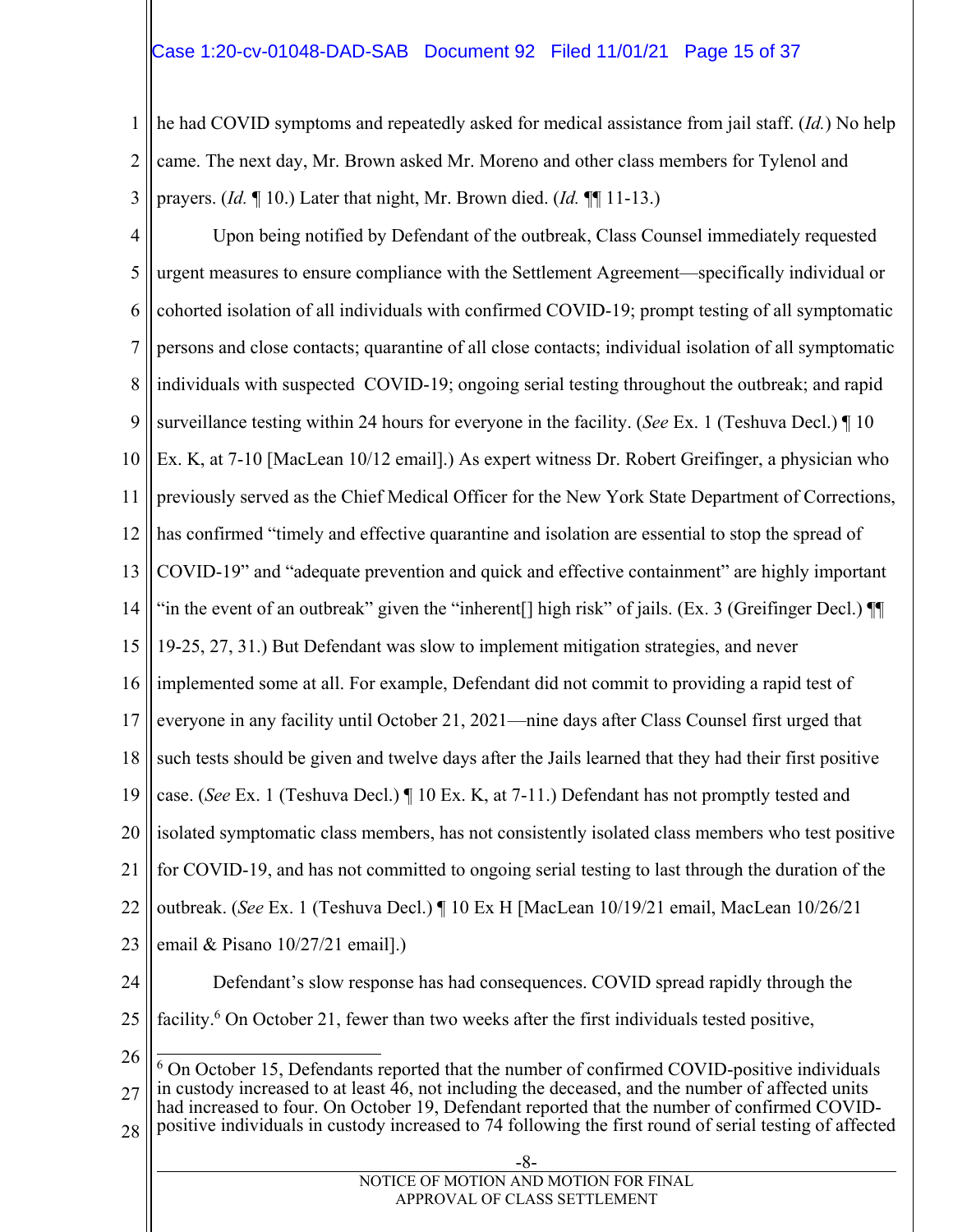he had COVID symptoms and repeatedly asked for medical assistance from jail staff. (*Id.*) No help came. The next day, Mr. Brown asked Mr. Moreno and other class members for Tylenol and prayers. (*Id.* ¶ 10.) Later that night, Mr. Brown died. (*Id.* ¶¶ 11-13.)

Upon being notified by Defendant of the outbreak, Class Counsel immediately requested urgent measures to ensure compliance with the Settlement Agreement—specifically individual or cohorted isolation of all individuals with confirmed COVID-19; prompt testing of all symptomatic persons and close contacts; quarantine of all close contacts; individual isolation of all symptomatic individuals with suspected COVID-19; ongoing serial testing throughout the outbreak; and rapid surveillance testing within 24 hours for everyone in the facility. (*See* Ex. 1 (Teshuva Decl.) ¶ 10 Ex. K, at 7-10 [MacLean 10/12 email].) As expert witness Dr. Robert Greifinger, a physician who previously served as the Chief Medical Officer for the New York State Department of Corrections, has confirmed "timely and effective quarantine and isolation are essential to stop the spread of COVID-19" and "adequate prevention and quick and effective containment" are highly important "in the event of an outbreak" given the "inherent[] high risk" of jails. (Ex. 3 (Greifinger Decl.) ¶¶ 19-25, 27, 31.) But Defendant was slow to implement mitigation strategies, and never implemented some at all. For example, Defendant did not commit to providing a rapid test of everyone in any facility until October 21, 2021—nine days after Class Counsel first urged that such tests should be given and twelve days after the Jails learned that they had their first positive case. (*See* Ex. 1 (Teshuva Decl.) ¶ 10 Ex. K, at 7-11.) Defendant has not promptly tested and isolated symptomatic class members, has not consistently isolated class members who test positive for COVID-19, and has not committed to ongoing serial testing to last through the duration of the outbreak. (*See* Ex. 1 (Teshuva Decl.) ¶ 10 Ex H [MacLean 10/19/21 email, MacLean 10/26/21 email & Pisano 10/27/21 email].)

Defendant's slow response has had consequences. COVID spread rapidly through the facility.[6] On October 21, fewer than two weeks after the first individuals tested positive,

---

[6] On October 15, Defendants reported that the number of confirmed COVID-positive individuals in custody increased to at least 46, not including the deceased, and the number of affected units had increased to four. On October 19, Defendant reported that the number of confirmed COVID-positive individuals in custody increased to 74 following the first round of serial testing of affected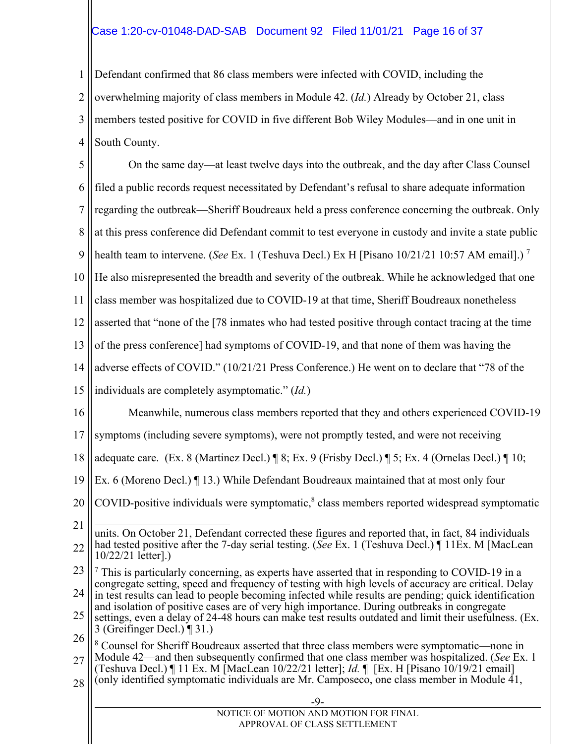Defendant confirmed that 86 class members were infected with COVID, including the overwhelming majority of class members in Module 42. (*Id.*) Already by October 21, class members tested positive for COVID in five different Bob Wiley Modules—and in one unit in South County.

On the same day—at least twelve days into the outbreak, and the day after Class Counsel filed a public records request necessitated by Defendant's refusal to share adequate information regarding the outbreak—Sheriff Boudreaux held a press conference concerning the outbreak. Only at this press conference did Defendant commit to test everyone in custody and invite a state public health team to intervene. (*See* Ex. 1 (Teshuva Decl.) Ex H [Pisano 10/21/21 10:57 AM email].) [7] He also misrepresented the breadth and severity of the outbreak. While he acknowledged that one class member was hospitalized due to COVID-19 at that time, Sheriff Boudreaux nonetheless asserted that "none of the [78 inmates who had tested positive through contact tracing at the time of the press conference] had symptoms of COVID-19, and that none of them was having the adverse effects of COVID." (10/21/21 Press Conference.) He went on to declare that "78 of the individuals are completely asymptomatic." (*Id.*)

Meanwhile, numerous class members reported that they and others experienced COVID-19 symptoms (including severe symptoms), were not promptly tested, and were not receiving adequate care. (Ex. 8 (Martinez Decl.) ¶ 8; Ex. 9 (Frisby Decl.) ¶ 5; Ex. 4 (Ornelas Decl.) ¶ 10; Ex. 6 (Moreno Decl.) ¶ 13.) While Defendant Boudreaux maintained that at most only four COVID-positive individuals were symptomatic,[8] class members reported widespread symptomatic

---

units. On October 21, Defendant corrected these figures and reported that, in fact, 84 individuals had tested positive after the 7-day serial testing. (*See* Ex. 1 (Teshuva Decl.) ¶ 11Ex. M [MacLean 10/22/21 letter].)

[7] This is particularly concerning, as experts have asserted that in responding to COVID-19 in a congregate setting, speed and frequency of testing with high levels of accuracy are critical. Delay in test results can lead to people becoming infected while results are pending; quick identification and isolation of positive cases are of very high importance. During outbreaks in congregate settings, even a delay of 24-48 hours can make test results outdated and limit their usefulness. (Ex. 3 (Greifinger Decl.) ¶ 31.)

[8] Counsel for Sheriff Boudreaux asserted that three class members were symptomatic—none in Module 42—and then subsequently confirmed that one class member was hospitalized. (*See* Ex. 1 (Teshuva Decl.) ¶ 11 Ex. M [MacLean 10/22/21 letter]; *Id.* ¶ [Ex. H [Pisano 10/19/21 email] (only identified symptomatic individuals are Mr. Camposeco, one class member in Module 41,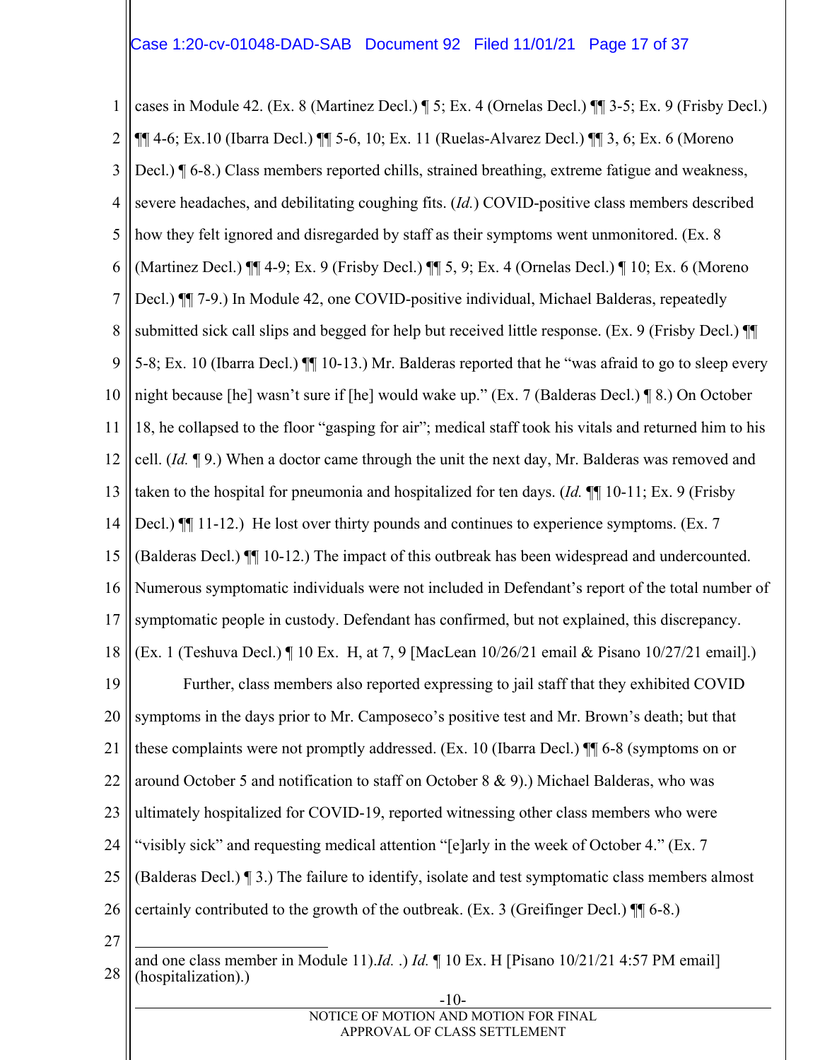cases in Module 42. (Ex. 8 (Martinez Decl.) ¶ 5; Ex. 4 (Ornelas Decl.) ¶¶ 3-5; Ex. 9 (Frisby Decl.) ¶¶ 4-6; Ex.10 (Ibarra Decl.) ¶¶ 5-6, 10; Ex. 11 (Ruelas-Alvarez Decl.) ¶¶ 3, 6; Ex. 6 (Moreno Decl.) ¶ 6-8.) Class members reported chills, strained breathing, extreme fatigue and weakness, severe headaches, and debilitating coughing fits. (*Id.*) COVID-positive class members described how they felt ignored and disregarded by staff as their symptoms went unmonitored. (Ex. 8 (Martinez Decl.) ¶¶ 4-9; Ex. 9 (Frisby Decl.) ¶¶ 5, 9; Ex. 4 (Ornelas Decl.) ¶ 10; Ex. 6 (Moreno Decl.) ¶¶ 7-9.) In Module 42, one COVID-positive individual, Michael Balderas, repeatedly submitted sick call slips and begged for help but received little response. (Ex. 9 (Frisby Decl.) ¶¶ 5-8; Ex. 10 (Ibarra Decl.) ¶¶ 10-13.) Mr. Balderas reported that he "was afraid to go to sleep every night because [he] wasn't sure if [he] would wake up." (Ex. 7 (Balderas Decl.) ¶ 8.) On October 18, he collapsed to the floor "gasping for air"; medical staff took his vitals and returned him to his cell. (*Id.* ¶ 9.) When a doctor came through the unit the next day, Mr. Balderas was removed and taken to the hospital for pneumonia and hospitalized for ten days. (*Id.* ¶¶ 10-11; Ex. 9 (Frisby Decl.) ¶¶ 11-12.) He lost over thirty pounds and continues to experience symptoms. (Ex. 7 (Balderas Decl.) ¶¶ 10-12.) The impact of this outbreak has been widespread and undercounted. Numerous symptomatic individuals were not included in Defendant's report of the total number of symptomatic people in custody. Defendant has confirmed, but not explained, this discrepancy. (Ex. 1 (Teshuva Decl.) ¶ 10 Ex. H, at 7, 9 [MacLean 10/26/21 email & Pisano 10/27/21 email].)

Further, class members also reported expressing to jail staff that they exhibited COVID symptoms in the days prior to Mr. Camposeco's positive test and Mr. Brown's death; but that these complaints were not promptly addressed. (Ex. 10 (Ibarra Decl.) ¶¶ 6-8 (symptoms on or around October 5 and notification to staff on October 8 & 9).) Michael Balderas, who was ultimately hospitalized for COVID-19, reported witnessing other class members who were "visibly sick" and requesting medical attention "[e]arly in the week of October 4." (Ex. 7 (Balderas Decl.) ¶ 3.) The failure to identify, isolate and test symptomatic class members almost certainly contributed to the growth of the outbreak. (Ex. 3 (Greifinger Decl.) ¶¶ 6-8.)

---

and one class member in Module 11).*Id.* .) *Id.* ¶ 10 Ex. H [Pisano 10/21/21 4:57 PM email] (hospitalization).)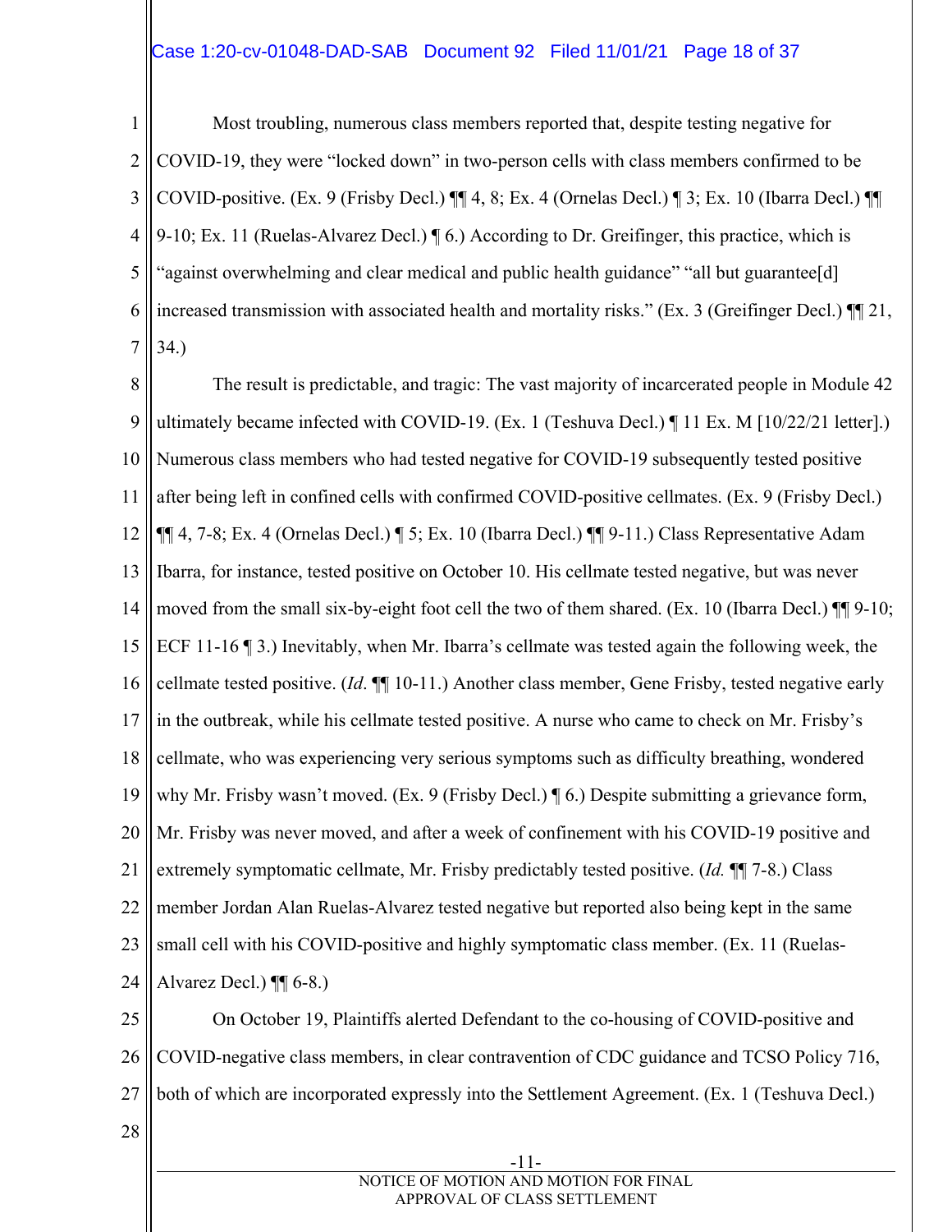Most troubling, numerous class members reported that, despite testing negative for COVID-19, they were "locked down" in two-person cells with class members confirmed to be COVID-positive. (Ex. 9 (Frisby Decl.) ¶¶ 4, 8; Ex. 4 (Ornelas Decl.) ¶ 3; Ex. 10 (Ibarra Decl.) ¶¶ 9-10; Ex. 11 (Ruelas-Alvarez Decl.) ¶ 6.) According to Dr. Greifinger, this practice, which is "against overwhelming and clear medical and public health guidance" "all but guarantee[d] increased transmission with associated health and mortality risks." (Ex. 3 (Greifinger Decl.) ¶¶ 21, 34.)

The result is predictable, and tragic: The vast majority of incarcerated people in Module 42 ultimately became infected with COVID-19. (Ex. 1 (Teshuva Decl.) ¶ 11 Ex. M [10/22/21 letter].) Numerous class members who had tested negative for COVID-19 subsequently tested positive after being left in confined cells with confirmed COVID-positive cellmates. (Ex. 9 (Frisby Decl.) ¶¶ 4, 7-8; Ex. 4 (Ornelas Decl.) ¶ 5; Ex. 10 (Ibarra Decl.) ¶¶ 9-11.) Class Representative Adam Ibarra, for instance, tested positive on October 10. His cellmate tested negative, but was never moved from the small six-by-eight foot cell the two of them shared. (Ex. 10 (Ibarra Decl.) ¶¶ 9-10; ECF 11-16 ¶ 3.) Inevitably, when Mr. Ibarra's cellmate was tested again the following week, the cellmate tested positive. (*Id*. ¶¶ 10-11.) Another class member, Gene Frisby, tested negative early in the outbreak, while his cellmate tested positive. A nurse who came to check on Mr. Frisby's cellmate, who was experiencing very serious symptoms such as difficulty breathing, wondered why Mr. Frisby wasn't moved. (Ex. 9 (Frisby Decl.) ¶ 6.) Despite submitting a grievance form, Mr. Frisby was never moved, and after a week of confinement with his COVID-19 positive and extremely symptomatic cellmate, Mr. Frisby predictably tested positive. (*Id.* ¶¶ 7-8.) Class member Jordan Alan Ruelas-Alvarez tested negative but reported also being kept in the same small cell with his COVID-positive and highly symptomatic class member. (Ex. 11 (Ruelas-Alvarez Decl.) ¶¶ 6-8.)

On October 19, Plaintiffs alerted Defendant to the co-housing of COVID-positive and COVID-negative class members, in clear contravention of CDC guidance and TCSO Policy 716, both of which are incorporated expressly into the Settlement Agreement. (Ex. 1 (Teshuva Decl.)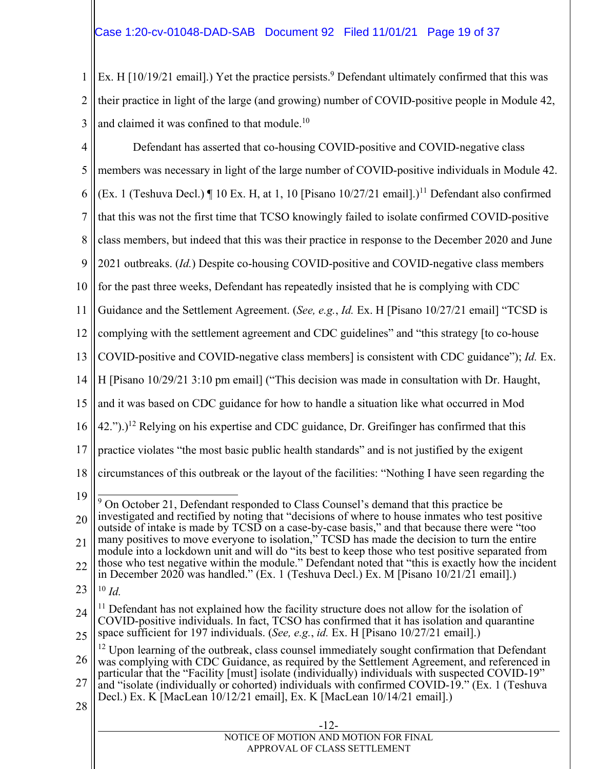Ex. H [10/19/21 email].) Yet the practice persists.[9] Defendant ultimately confirmed that this was their practice in light of the large (and growing) number of COVID-positive people in Module 42, and claimed it was confined to that module.[10]

Defendant has asserted that co-housing COVID-positive and COVID-negative class members was necessary in light of the large number of COVID-positive individuals in Module 42. (Ex. 1 (Teshuva Decl.) ¶ 10 Ex. H, at 1, 10 [Pisano 10/27/21 email].)[11] Defendant also confirmed that this was not the first time that TCSO knowingly failed to isolate confirmed COVID-positive class members, but indeed that this was their practice in response to the December 2020 and June 2021 outbreaks. (*Id.*) Despite co-housing COVID-positive and COVID-negative class members for the past three weeks, Defendant has repeatedly insisted that he is complying with CDC Guidance and the Settlement Agreement. (*See, e.g.*, *Id.* Ex. H [Pisano 10/27/21 email] "TCSD is complying with the settlement agreement and CDC guidelines" and "this strategy [to co-house COVID-positive and COVID-negative class members] is consistent with CDC guidance"); *Id.* Ex. H [Pisano 10/29/21 3:10 pm email] ("This decision was made in consultation with Dr. Haught, and it was based on CDC guidance for how to handle a situation like what occurred in Mod 42.").)[12] Relying on his expertise and CDC guidance, Dr. Greifinger has confirmed that this practice violates "the most basic public health standards" and is not justified by the exigent circumstances of this outbreak or the layout of the facilities: "Nothing I have seen regarding the

---

[9] On October 21, Defendant responded to Class Counsel's demand that this practice be investigated and rectified by noting that "decisions of where to house inmates who test positive outside of intake is made by TCSD on a case-by-case basis," and that because there were "too many positives to move everyone to isolation," TCSD has made the decision to turn the entire module into a lockdown unit and will do "its best to keep those who test positive separated from those who test negative within the module." Defendant noted that "this is exactly how the incident in December 2020 was handled." (Ex. 1 (Teshuva Decl.) Ex. M [Pisano 10/21/21 email].)

[10] *Id.*

[11] Defendant has not explained how the facility structure does not allow for the isolation of COVID-positive individuals. In fact, TCSO has confirmed that it has isolation and quarantine space sufficient for 197 individuals. (*See, e.g.*, *id.* Ex. H [Pisano 10/27/21 email].)

[12] Upon learning of the outbreak, class counsel immediately sought confirmation that Defendant was complying with CDC Guidance, as required by the Settlement Agreement, and referenced in particular that the "Facility [must] isolate (individually) individuals with suspected COVID-19" and "isolate (individually or cohorted) individuals with confirmed COVID-19." (Ex. 1 (Teshuva Decl.) Ex. K [MacLean 10/12/21 email], Ex. K [MacLean 10/14/21 email].)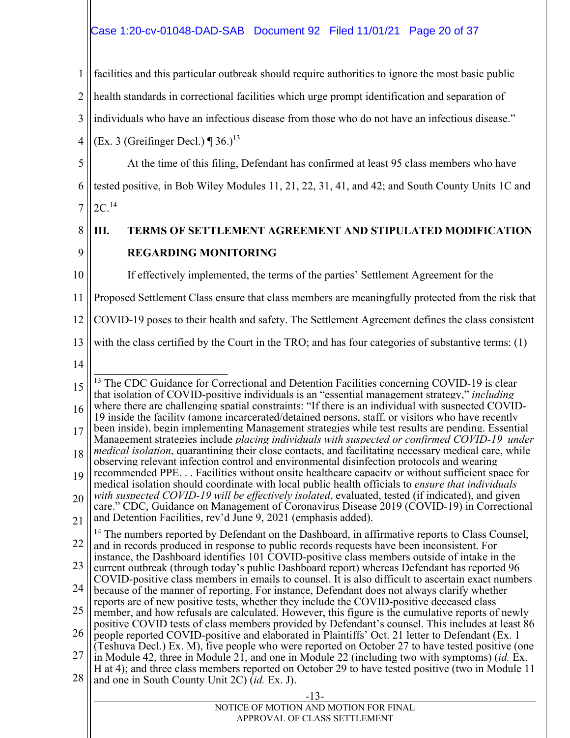facilities and this particular outbreak should require authorities to ignore the most basic public health standards in correctional facilities which urge prompt identification and separation of individuals who have an infectious disease from those who do not have an infectious disease." (Ex. 3 (Greifinger Decl.) ¶ 36.)[13]

At the time of this filing, Defendant has confirmed at least 95 class members who have tested positive, in Bob Wiley Modules 11, 21, 22, 31, 41, and 42; and South County Units 1C and 2C.[14]

## III. TERMS OF SETTLEMENT AGREEMENT AND STIPULATED MODIFICATION REGARDING MONITORING

If effectively implemented, the terms of the parties' Settlement Agreement for the Proposed Settlement Class ensure that class members are meaningfully protected from the risk that COVID-19 poses to their health and safety. The Settlement Agreement defines the class consistent with the class certified by the Court in the TRO; and has four categories of substantive terms: (1)

---

[13] The CDC Guidance for Correctional and Detention Facilities concerning COVID-19 is clear that isolation of COVID-positive individuals is an "essential management strategy," *including* where there are challenging spatial constraints: "If there is an individual with suspected COVID-19 inside the facility (among incarcerated/detained persons, staff, or visitors who have recently been inside), begin implementing Management strategies while test results are pending. Essential Management strategies include *placing individuals with suspected or confirmed COVID-19 under medical isolation*, quarantining their close contacts, and facilitating necessary medical care, while observing relevant infection control and environmental disinfection protocols and wearing recommended PPE. . . Facilities without onsite healthcare capacity or without sufficient space for medical isolation should coordinate with local public health officials to *ensure that individuals with suspected COVID-19 will be effectively isolated*, evaluated, tested (if indicated), and given care." CDC, Guidance on Management of Coronavirus Disease 2019 (COVID-19) in Correctional and Detention Facilities, rev'd June 9, 2021 (emphasis added).

[14] The numbers reported by Defendant on the Dashboard, in affirmative reports to Class Counsel, and in records produced in response to public records requests have been inconsistent. For instance, the Dashboard identifies 101 COVID-positive class members outside of intake in the current outbreak (through today's public Dashboard report) whereas Defendant has reported 96 COVID-positive class members in emails to counsel. It is also difficult to ascertain exact numbers because of the manner of reporting. For instance, Defendant does not always clarify whether reports are of new positive tests, whether they include the COVID-positive deceased class member, and how refusals are calculated. However, this figure is the cumulative reports of newly positive COVID tests of class members provided by Defendant's counsel. This includes at least 86 people reported COVID-positive and elaborated in Plaintiffs' Oct. 21 letter to Defendant (Ex. 1 (Teshuva Decl.) Ex. M), five people who were reported on October 27 to have tested positive (one in Module 42, three in Module 21, and one in Module 22 (including two with symptoms) (*id.* Ex. H at 4); and three class members reported on October 29 to have tested positive (two in Module 11 and one in South County Unit 2C) (*id.* Ex. J).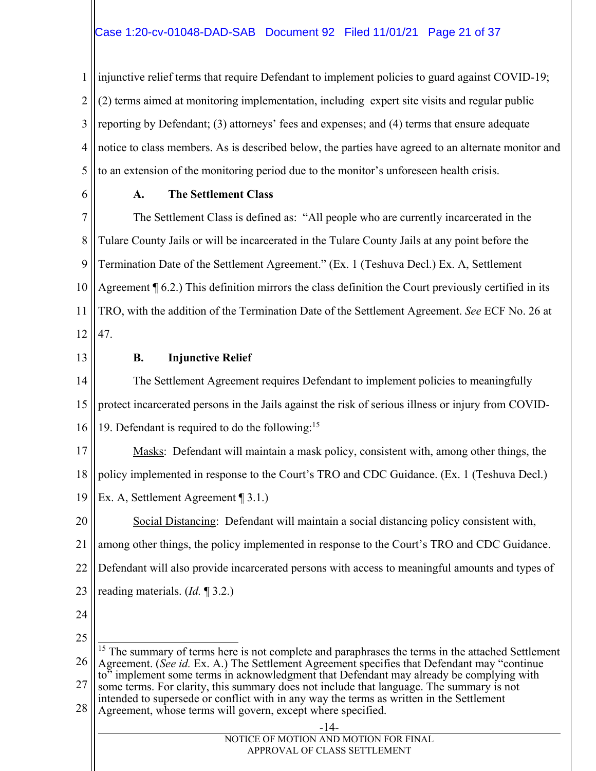injunctive relief terms that require Defendant to implement policies to guard against COVID-19; (2) terms aimed at monitoring implementation, including expert site visits and regular public reporting by Defendant; (3) attorneys' fees and expenses; and (4) terms that ensure adequate notice to class members. As is described below, the parties have agreed to an alternate monitor and to an extension of the monitoring period due to the monitor's unforeseen health crisis.

### A. The Settlement Class

The Settlement Class is defined as: "All people who are currently incarcerated in the Tulare County Jails or will be incarcerated in the Tulare County Jails at any point before the Termination Date of the Settlement Agreement." (Ex. 1 (Teshuva Decl.) Ex. A, Settlement Agreement ¶ 6.2.) This definition mirrors the class definition the Court previously certified in its TRO, with the addition of the Termination Date of the Settlement Agreement. *See* ECF No. 26 at 47.

### B. Injunctive Relief

The Settlement Agreement requires Defendant to implement policies to meaningfully protect incarcerated persons in the Jails against the risk of serious illness or injury from COVID-19. Defendant is required to do the following:[15]

<u>Masks</u>: Defendant will maintain a mask policy, consistent with, among other things, the policy implemented in response to the Court's TRO and CDC Guidance. (Ex. 1 (Teshuva Decl.) Ex. A, Settlement Agreement ¶ 3.1.)

<u>Social Distancing</u>: Defendant will maintain a social distancing policy consistent with, among other things, the policy implemented in response to the Court's TRO and CDC Guidance. Defendant will also provide incarcerated persons with access to meaningful amounts and types of reading materials. (*Id.* ¶ 3.2.)

---

[15] The summary of terms here is not complete and paraphrases the terms in the attached Settlement Agreement. (*See id.* Ex. A.) The Settlement Agreement specifies that Defendant may "continue to" implement some terms in acknowledgment that Defendant may already be complying with some terms. For clarity, this summary does not include that language. The summary is not intended to supersede or conflict with in any way the terms as written in the Settlement Agreement, whose terms will govern, except where specified.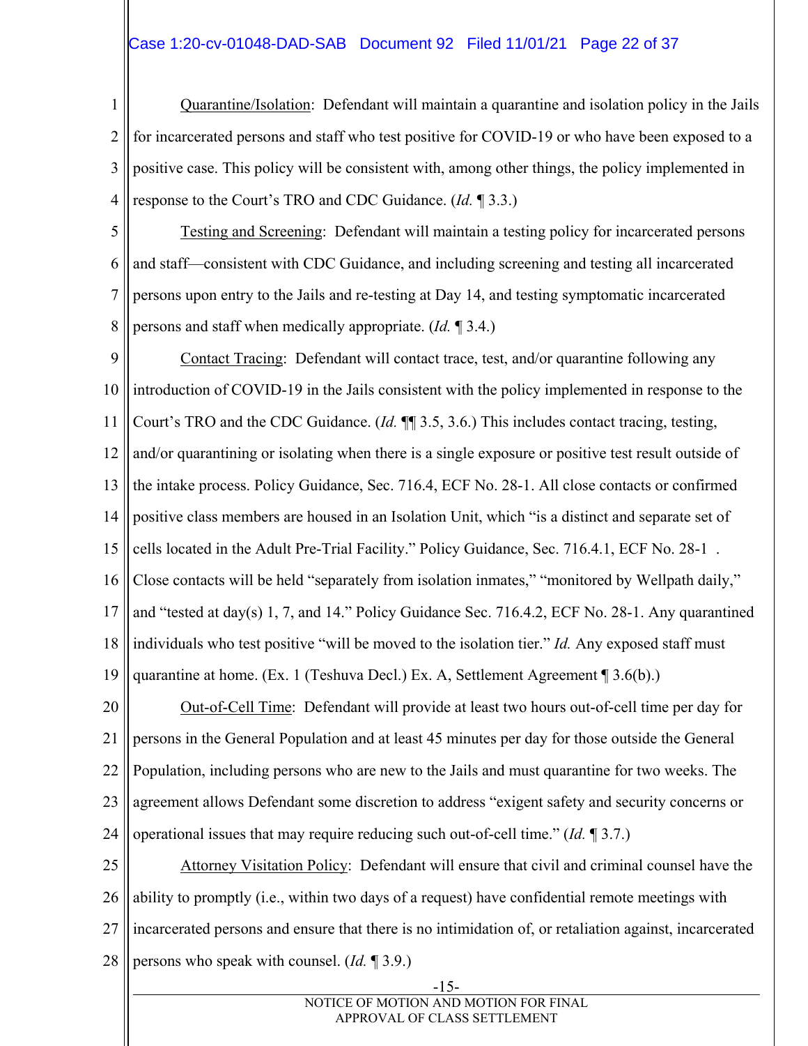Quarantine/Isolation: Defendant will maintain a quarantine and isolation policy in the Jails for incarcerated persons and staff who test positive for COVID-19 or who have been exposed to a positive case. This policy will be consistent with, among other things, the policy implemented in response to the Court's TRO and CDC Guidance. (*Id.* ¶ 3.3.)

Testing and Screening: Defendant will maintain a testing policy for incarcerated persons and staff—consistent with CDC Guidance, and including screening and testing all incarcerated persons upon entry to the Jails and re-testing at Day 14, and testing symptomatic incarcerated persons and staff when medically appropriate. (*Id.* ¶ 3.4.)

Contact Tracing: Defendant will contact trace, test, and/or quarantine following any introduction of COVID-19 in the Jails consistent with the policy implemented in response to the Court's TRO and the CDC Guidance. (*Id.* ¶¶ 3.5, 3.6.) This includes contact tracing, testing, and/or quarantining or isolating when there is a single exposure or positive test result outside of the intake process. Policy Guidance, Sec. 716.4, ECF No. 28-1. All close contacts or confirmed positive class members are housed in an Isolation Unit, which "is a distinct and separate set of cells located in the Adult Pre-Trial Facility." Policy Guidance, Sec. 716.4.1, ECF No. 28-1. Close contacts will be held "separately from isolation inmates," "monitored by Wellpath daily," and "tested at day(s) 1, 7, and 14." Policy Guidance Sec. 716.4.2, ECF No. 28-1. Any quarantined individuals who test positive "will be moved to the isolation tier." *Id.* Any exposed staff must quarantine at home. (Ex. 1 (Teshuva Decl.) Ex. A, Settlement Agreement ¶ 3.6(b).)

Out-of-Cell Time: Defendant will provide at least two hours out-of-cell time per day for persons in the General Population and at least 45 minutes per day for those outside the General Population, including persons who are new to the Jails and must quarantine for two weeks. The agreement allows Defendant some discretion to address "exigent safety and security concerns or operational issues that may require reducing such out-of-cell time." (*Id.* ¶ 3.7.)

Attorney Visitation Policy: Defendant will ensure that civil and criminal counsel have the ability to promptly (i.e., within two days of a request) have confidential remote meetings with incarcerated persons and ensure that there is no intimidation of, or retaliation against, incarcerated persons who speak with counsel. (*Id.* ¶ 3.9.)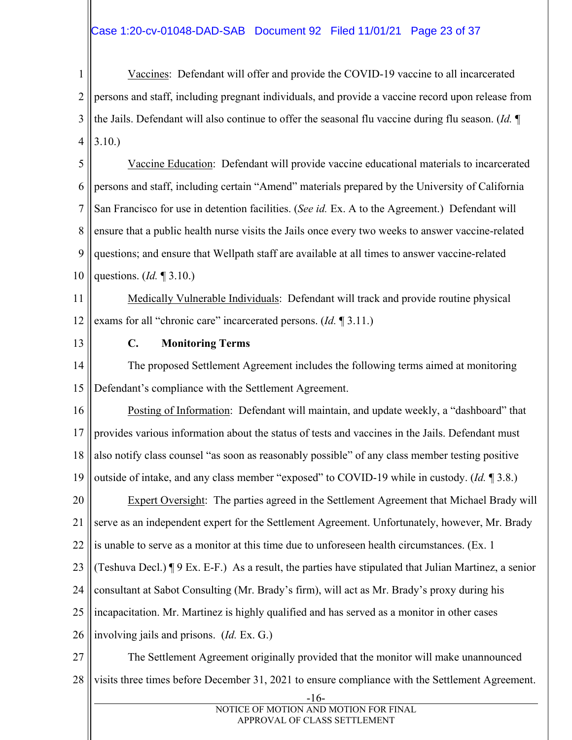Vaccines: Defendant will offer and provide the COVID-19 vaccine to all incarcerated persons and staff, including pregnant individuals, and provide a vaccine record upon release from the Jails. Defendant will also continue to offer the seasonal flu vaccine during flu season. (*Id.* ¶ 3.10.)

Vaccine Education: Defendant will provide vaccine educational materials to incarcerated persons and staff, including certain "Amend" materials prepared by the University of California San Francisco for use in detention facilities. (*See id.* Ex. A to the Agreement.) Defendant will ensure that a public health nurse visits the Jails once every two weeks to answer vaccine-related questions; and ensure that Wellpath staff are available at all times to answer vaccine-related questions. (*Id.* ¶ 3.10.)

Medically Vulnerable Individuals: Defendant will track and provide routine physical exams for all "chronic care" incarcerated persons. (*Id.* ¶ 3.11.)

### C. Monitoring Terms

The proposed Settlement Agreement includes the following terms aimed at monitoring Defendant's compliance with the Settlement Agreement.

Posting of Information: Defendant will maintain, and update weekly, a "dashboard" that provides various information about the status of tests and vaccines in the Jails. Defendant must also notify class counsel "as soon as reasonably possible" of any class member testing positive outside of intake, and any class member "exposed" to COVID-19 while in custody. (*Id.* ¶ 3.8.)

Expert Oversight: The parties agreed in the Settlement Agreement that Michael Brady will serve as an independent expert for the Settlement Agreement. Unfortunately, however, Mr. Brady is unable to serve as a monitor at this time due to unforeseen health circumstances. (Ex. 1 (Teshuva Decl.) ¶ 9 Ex. E-F.) As a result, the parties have stipulated that Julian Martinez, a senior consultant at Sabot Consulting (Mr. Brady's firm), will act as Mr. Brady's proxy during his incapacitation. Mr. Martinez is highly qualified and has served as a monitor in other cases involving jails and prisons. (*Id.* Ex. G.)

The Settlement Agreement originally provided that the monitor will make unannounced visits three times before December 31, 2021 to ensure compliance with the Settlement Agreement.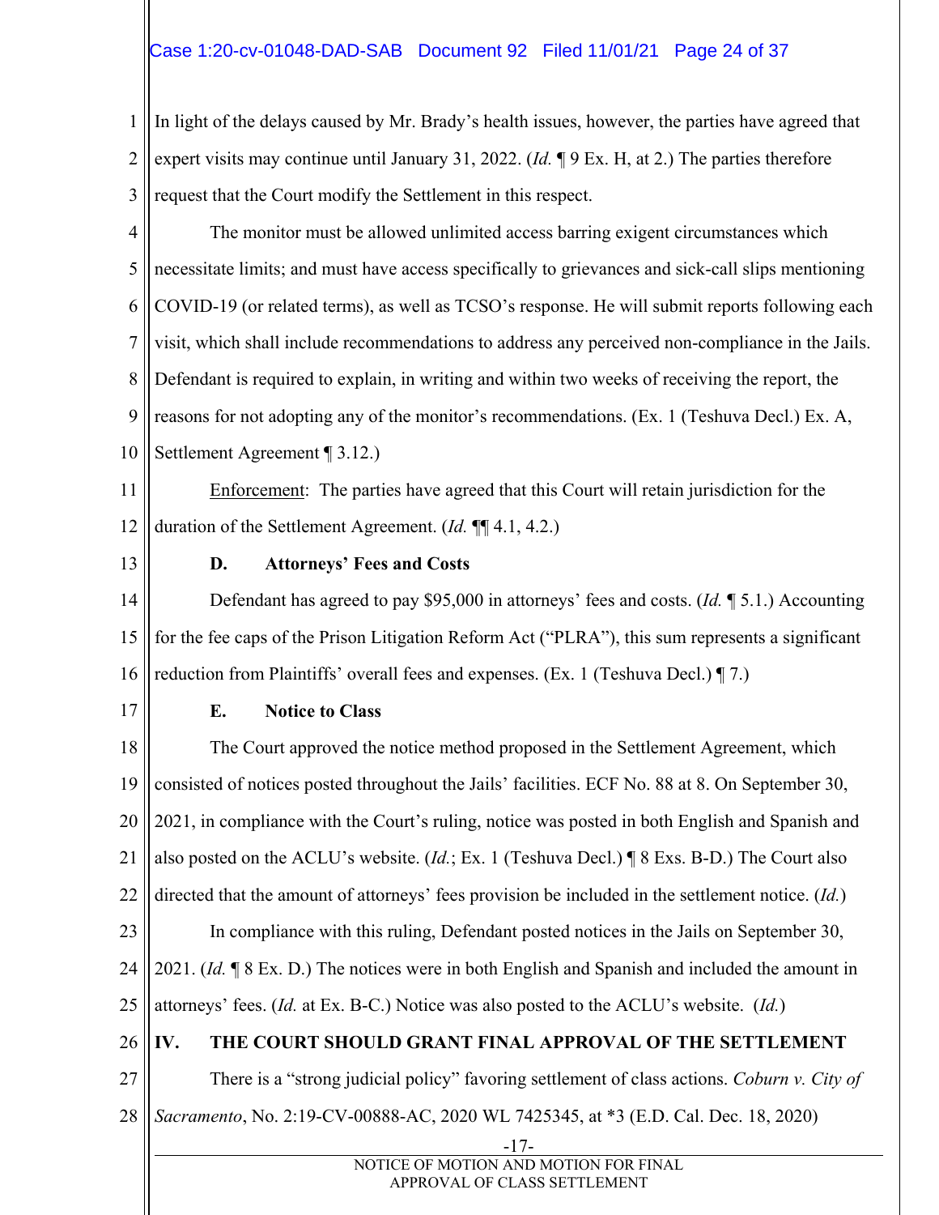In light of the delays caused by Mr. Brady's health issues, however, the parties have agreed that expert visits may continue until January 31, 2022. (*Id.* ¶ 9 Ex. H, at 2.) The parties therefore request that the Court modify the Settlement in this respect.

The monitor must be allowed unlimited access barring exigent circumstances which necessitate limits; and must have access specifically to grievances and sick-call slips mentioning COVID-19 (or related terms), as well as TCSO's response. He will submit reports following each visit, which shall include recommendations to address any perceived non-compliance in the Jails. Defendant is required to explain, in writing and within two weeks of receiving the report, the reasons for not adopting any of the monitor's recommendations. (Ex. 1 (Teshuva Decl.) Ex. A, Settlement Agreement ¶ 3.12.)

Enforcement: The parties have agreed that this Court will retain jurisdiction for the duration of the Settlement Agreement. (*Id.* ¶¶ 4.1, 4.2.)

### D. Attorneys' Fees and Costs

Defendant has agreed to pay $95,000 in attorneys' fees and costs. (*Id.* ¶ 5.1.) Accounting for the fee caps of the Prison Litigation Reform Act ("PLRA"), this sum represents a significant reduction from Plaintiffs' overall fees and expenses. (Ex. 1 (Teshuva Decl.) ¶ 7.)

### E. Notice to Class

The Court approved the notice method proposed in the Settlement Agreement, which consisted of notices posted throughout the Jails' facilities. ECF No. 88 at 8. On September 30, 2021, in compliance with the Court's ruling, notice was posted in both English and Spanish and also posted on the ACLU's website. (*Id.*; Ex. 1 (Teshuva Decl.) ¶ 8 Exs. B-D.) The Court also directed that the amount of attorneys' fees provision be included in the settlement notice. (*Id.*)

In compliance with this ruling, Defendant posted notices in the Jails on September 30, 2021. (*Id.* ¶ 8 Ex. D.) The notices were in both English and Spanish and included the amount in attorneys' fees. (*Id.* at Ex. B-C.) Notice was also posted to the ACLU's website. (*Id.*)

## IV. THE COURT SHOULD GRANT FINAL APPROVAL OF THE SETTLEMENT

There is a "strong judicial policy" favoring settlement of class actions. *Coburn v. City of Sacramento*, No. 2:19-CV-00888-AC, 2020 WL 7425345, at *3 (E.D. Cal. Dec. 18, 2020)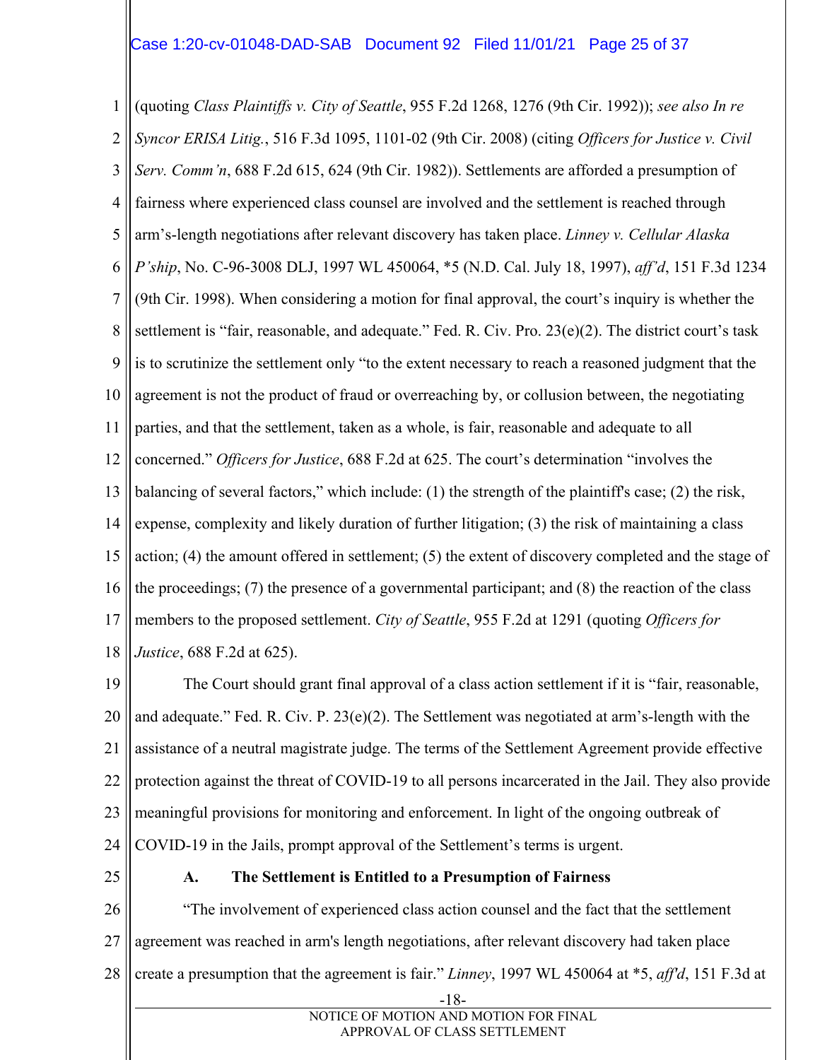(quoting *Class Plaintiffs v. City of Seattle*, 955 F.2d 1268, 1276 (9th Cir. 1992)); *see also In re Syncor ERISA Litig.*, 516 F.3d 1095, 1101-02 (9th Cir. 2008) (citing *Officers for Justice v. Civil Serv. Comm'n*, 688 F.2d 615, 624 (9th Cir. 1982)). Settlements are afforded a presumption of fairness where experienced class counsel are involved and the settlement is reached through arm's-length negotiations after relevant discovery has taken place. *Linney v. Cellular Alaska P'ship*, No. C-96-3008 DLJ, 1997 WL 450064, *5 (N.D. Cal. July 18, 1997), *aff'd*, 151 F.3d 1234 (9th Cir. 1998). When considering a motion for final approval, the court's inquiry is whether the settlement is "fair, reasonable, and adequate." Fed. R. Civ. Pro. 23(e)(2). The district court's task is to scrutinize the settlement only "to the extent necessary to reach a reasoned judgment that the agreement is not the product of fraud or overreaching by, or collusion between, the negotiating parties, and that the settlement, taken as a whole, is fair, reasonable and adequate to all concerned." *Officers for Justice*, 688 F.2d at 625. The court's determination "involves the balancing of several factors," which include: (1) the strength of the plaintiff's case; (2) the risk, expense, complexity and likely duration of further litigation; (3) the risk of maintaining a class action; (4) the amount offered in settlement; (5) the extent of discovery completed and the stage of the proceedings; (7) the presence of a governmental participant; and (8) the reaction of the class members to the proposed settlement. *City of Seattle*, 955 F.2d at 1291 (quoting *Officers for Justice*, 688 F.2d at 625).

The Court should grant final approval of a class action settlement if it is "fair, reasonable, and adequate." Fed. R. Civ. P. 23(e)(2). The Settlement was negotiated at arm's-length with the assistance of a neutral magistrate judge. The terms of the Settlement Agreement provide effective protection against the threat of COVID-19 to all persons incarcerated in the Jail. They also provide meaningful provisions for monitoring and enforcement. In light of the ongoing outbreak of COVID-19 in the Jails, prompt approval of the Settlement's terms is urgent.

### A. The Settlement is Entitled to a Presumption of Fairness

"The involvement of experienced class action counsel and the fact that the settlement agreement was reached in arm's length negotiations, after relevant discovery had taken place create a presumption that the agreement is fair." *Linney*, 1997 WL 450064 at *5, *aff'd*, 151 F.3d at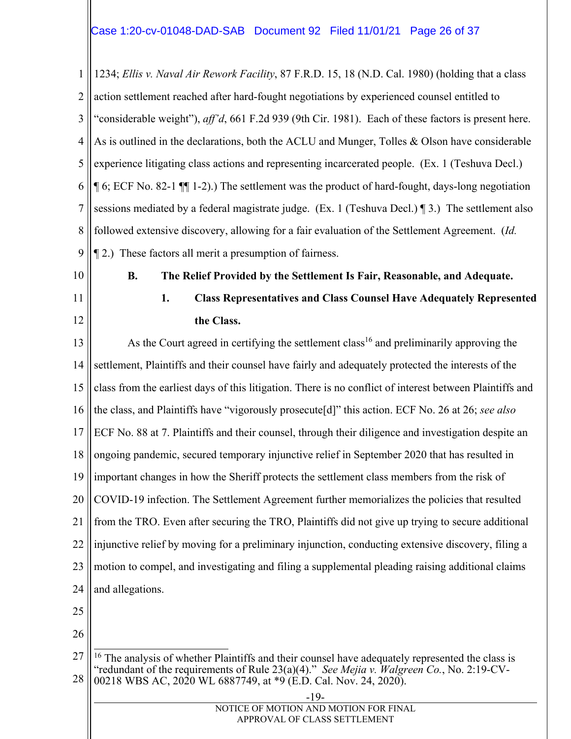1234; *Ellis v. Naval Air Rework Facility*, 87 F.R.D. 15, 18 (N.D. Cal. 1980) (holding that a class action settlement reached after hard-fought negotiations by experienced counsel entitled to "considerable weight"), *aff'd*, 661 F.2d 939 (9th Cir. 1981). Each of these factors is present here. As is outlined in the declarations, both the ACLU and Munger, Tolles & Olson have considerable experience litigating class actions and representing incarcerated people. (Ex. 1 (Teshuva Decl.) ¶ 6; ECF No. 82-1 ¶¶ 1-2).) The settlement was the product of hard-fought, days-long negotiation sessions mediated by a federal magistrate judge. (Ex. 1 (Teshuva Decl.) ¶ 3.) The settlement also followed extensive discovery, allowing for a fair evaluation of the Settlement Agreement. (*Id.* ¶ 2.) These factors all merit a presumption of fairness.

### B. The Relief Provided by the Settlement Is Fair, Reasonable, and Adequate.

#### 1. Class Representatives and Class Counsel Have Adequately Represented the Class.

As the Court agreed in certifying the settlement class[16] and preliminarily approving the settlement, Plaintiffs and their counsel have fairly and adequately protected the interests of the class from the earliest days of this litigation. There is no conflict of interest between Plaintiffs and the class, and Plaintiffs have "vigorously prosecute[d]" this action. ECF No. 26 at 26; *see also* ECF No. 88 at 7. Plaintiffs and their counsel, through their diligence and investigation despite an ongoing pandemic, secured temporary injunctive relief in September 2020 that has resulted in important changes in how the Sheriff protects the settlement class members from the risk of COVID-19 infection. The Settlement Agreement further memorializes the policies that resulted from the TRO. Even after securing the TRO, Plaintiffs did not give up trying to secure additional injunctive relief by moving for a preliminary injunction, conducting extensive discovery, filing a motion to compel, and investigating and filing a supplemental pleading raising additional claims and allegations.

---

[16] The analysis of whether Plaintiffs and their counsel have adequately represented the class is "redundant of the requirements of Rule 23(a)(4)." *See Mejia v. Walgreen Co.*, No. 2:19-CV-00218 WBS AC, 2020 WL 6887749, at *9 (E.D. Cal. Nov. 24, 2020).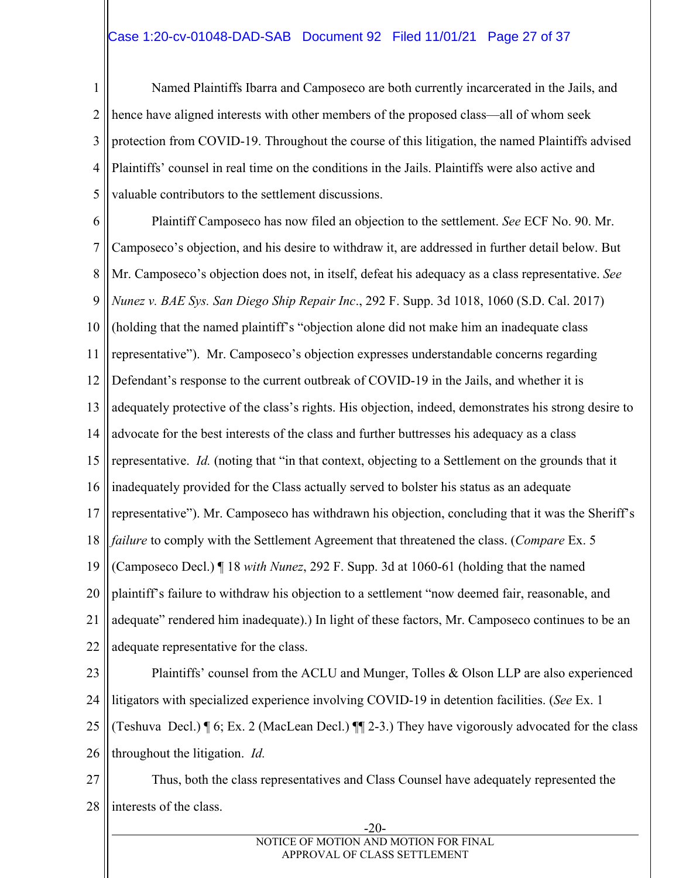Named Plaintiffs Ibarra and Camposeco are both currently incarcerated in the Jails, and hence have aligned interests with other members of the proposed class—all of whom seek protection from COVID-19. Throughout the course of this litigation, the named Plaintiffs advised Plaintiffs' counsel in real time on the conditions in the Jails. Plaintiffs were also active and valuable contributors to the settlement discussions.

Plaintiff Camposeco has now filed an objection to the settlement. *See* ECF No. 90. Mr. Camposeco's objection, and his desire to withdraw it, are addressed in further detail below. But Mr. Camposeco's objection does not, in itself, defeat his adequacy as a class representative. *See Nunez v. BAE Sys. San Diego Ship Repair Inc*., 292 F. Supp. 3d 1018, 1060 (S.D. Cal. 2017) (holding that the named plaintiff's "objection alone did not make him an inadequate class representative"). Mr. Camposeco's objection expresses understandable concerns regarding Defendant's response to the current outbreak of COVID-19 in the Jails, and whether it is adequately protective of the class's rights. His objection, indeed, demonstrates his strong desire to advocate for the best interests of the class and further buttresses his adequacy as a class representative. *Id.* (noting that "in that context, objecting to a Settlement on the grounds that it inadequately provided for the Class actually served to bolster his status as an adequate representative"). Mr. Camposeco has withdrawn his objection, concluding that it was the Sheriff's *failure* to comply with the Settlement Agreement that threatened the class. (*Compare* Ex. 5 (Camposeco Decl.) ¶ 18 *with Nunez*, 292 F. Supp. 3d at 1060-61 (holding that the named plaintiff's failure to withdraw his objection to a settlement "now deemed fair, reasonable, and adequate" rendered him inadequate).) In light of these factors, Mr. Camposeco continues to be an adequate representative for the class.

Plaintiffs' counsel from the ACLU and Munger, Tolles & Olson LLP are also experienced litigators with specialized experience involving COVID-19 in detention facilities. (*See* Ex. 1 (Teshuva Decl.) ¶ 6; Ex. 2 (MacLean Decl.) ¶¶ 2-3.) They have vigorously advocated for the class throughout the litigation. *Id.*

Thus, both the class representatives and Class Counsel have adequately represented the interests of the class.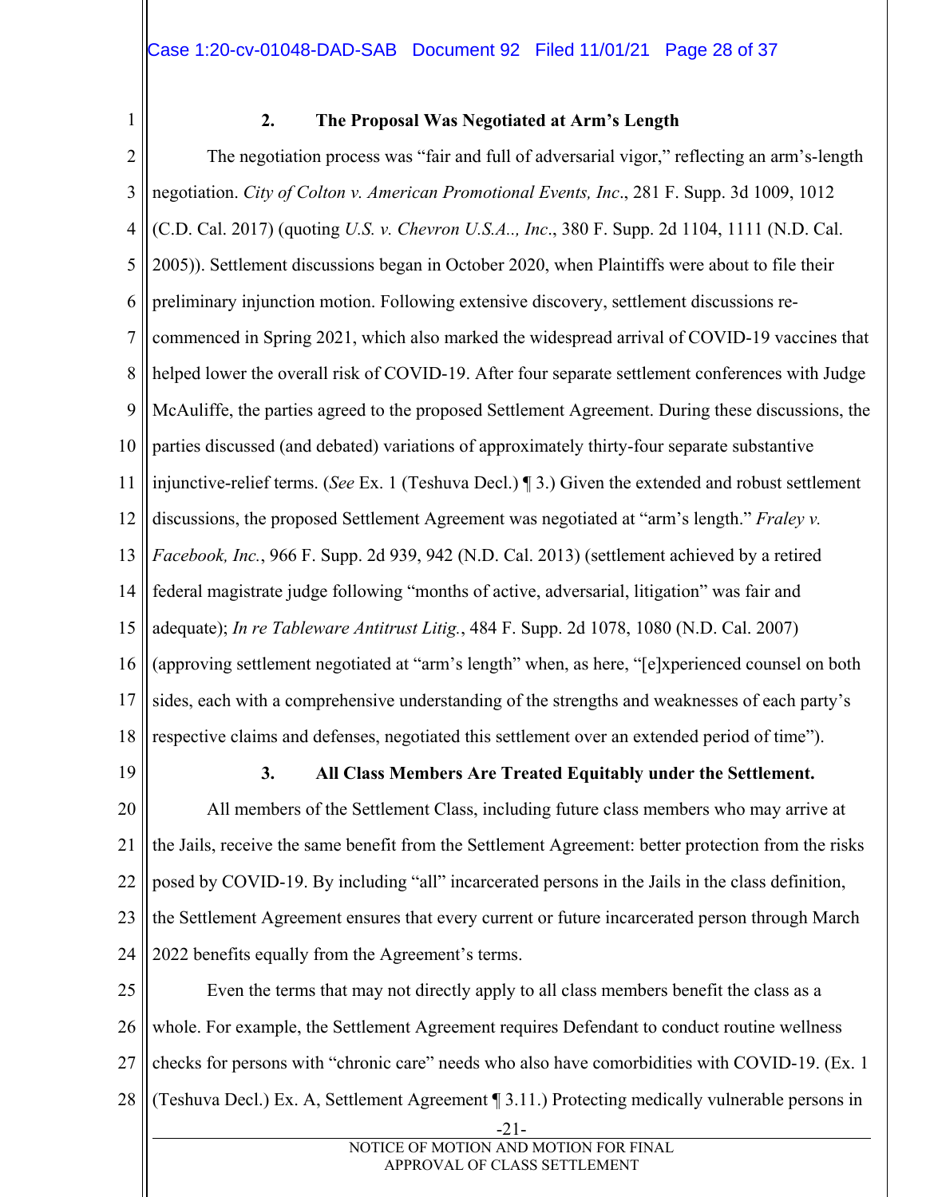### 2. The Proposal Was Negotiated at Arm's Length

The negotiation process was "fair and full of adversarial vigor," reflecting an arm's-length negotiation. *City of Colton v. American Promotional Events, Inc*., 281 F. Supp. 3d 1009, 1012 (C.D. Cal. 2017) (quoting *U.S. v. Chevron U.S.A.., Inc*., 380 F. Supp. 2d 1104, 1111 (N.D. Cal. 2005)). Settlement discussions began in October 2020, when Plaintiffs were about to file their preliminary injunction motion. Following extensive discovery, settlement discussions re-commenced in Spring 2021, which also marked the widespread arrival of COVID-19 vaccines that helped lower the overall risk of COVID-19. After four separate settlement conferences with Judge McAuliffe, the parties agreed to the proposed Settlement Agreement. During these discussions, the parties discussed (and debated) variations of approximately thirty-four separate substantive injunctive-relief terms. (*See* Ex. 1 (Teshuva Decl.) ¶ 3.) Given the extended and robust settlement discussions, the proposed Settlement Agreement was negotiated at "arm's length." *Fraley v. Facebook, Inc.*, 966 F. Supp. 2d 939, 942 (N.D. Cal. 2013) (settlement achieved by a retired federal magistrate judge following "months of active, adversarial, litigation" was fair and adequate); *In re Tableware Antitrust Litig.*, 484 F. Supp. 2d 1078, 1080 (N.D. Cal. 2007) (approving settlement negotiated at "arm's length" when, as here, "[e]xperienced counsel on both sides, each with a comprehensive understanding of the strengths and weaknesses of each party's respective claims and defenses, negotiated this settlement over an extended period of time").

### 3. All Class Members Are Treated Equitably under the Settlement.

All members of the Settlement Class, including future class members who may arrive at the Jails, receive the same benefit from the Settlement Agreement: better protection from the risks posed by COVID-19. By including "all" incarcerated persons in the Jails in the class definition, the Settlement Agreement ensures that every current or future incarcerated person through March 2022 benefits equally from the Agreement's terms.

Even the terms that may not directly apply to all class members benefit the class as a whole. For example, the Settlement Agreement requires Defendant to conduct routine wellness checks for persons with "chronic care" needs who also have comorbidities with COVID-19. (Ex. 1 (Teshuva Decl.) Ex. A, Settlement Agreement ¶ 3.11.) Protecting medically vulnerable persons in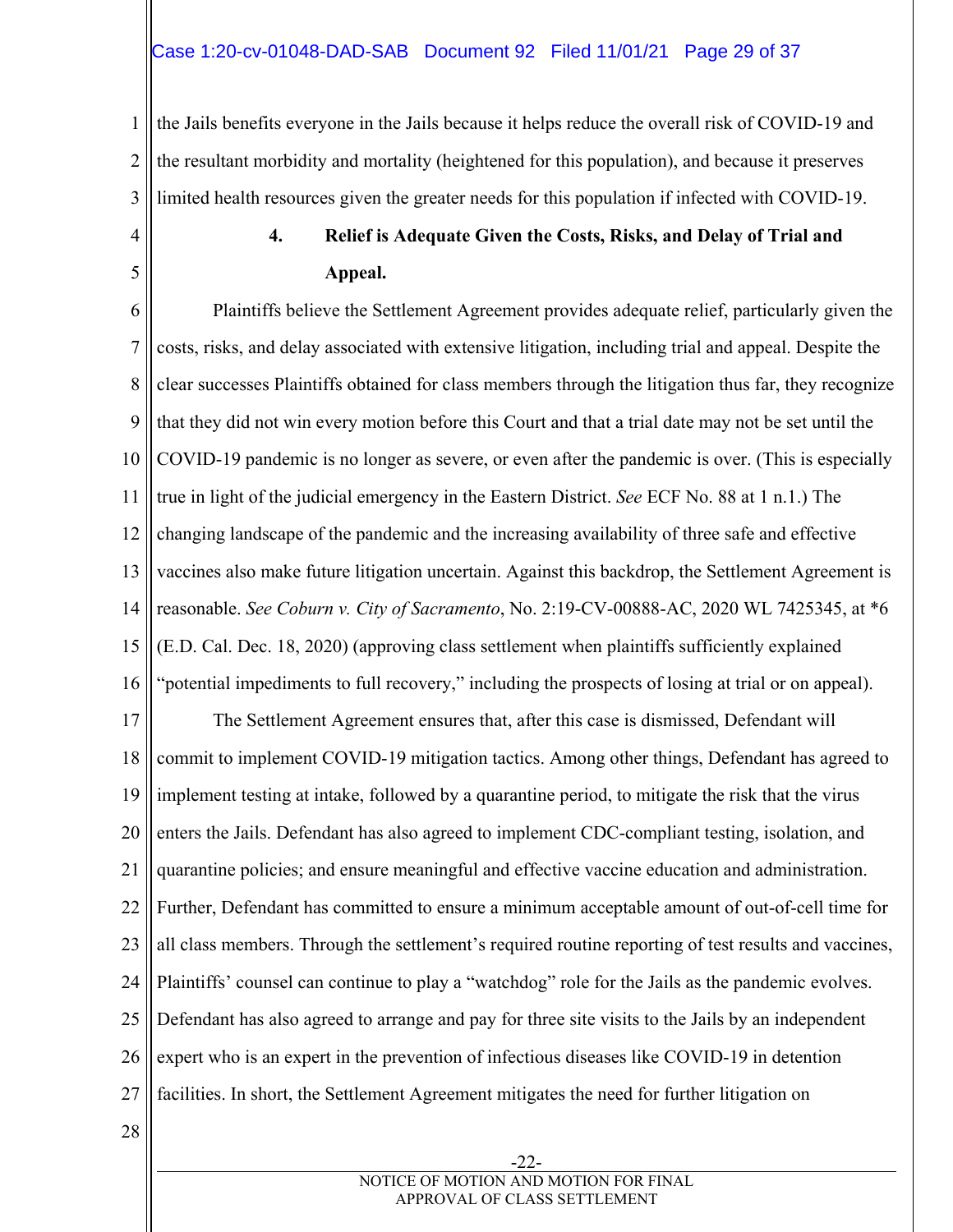the Jails benefits everyone in the Jails because it helps reduce the overall risk of COVID-19 and the resultant morbidity and mortality (heightened for this population), and because it preserves limited health resources given the greater needs for this population if infected with COVID-19.

#### 4. Relief is Adequate Given the Costs, Risks, and Delay of Trial and Appeal.

Plaintiffs believe the Settlement Agreement provides adequate relief, particularly given the costs, risks, and delay associated with extensive litigation, including trial and appeal. Despite the clear successes Plaintiffs obtained for class members through the litigation thus far, they recognize that they did not win every motion before this Court and that a trial date may not be set until the COVID-19 pandemic is no longer as severe, or even after the pandemic is over. (This is especially true in light of the judicial emergency in the Eastern District. *See* ECF No. 88 at 1 n.1.) The changing landscape of the pandemic and the increasing availability of three safe and effective vaccines also make future litigation uncertain. Against this backdrop, the Settlement Agreement is reasonable. *See Coburn v. City of Sacramento*, No. 2:19-CV-00888-AC, 2020 WL 7425345, at *6 (E.D. Cal. Dec. 18, 2020) (approving class settlement when plaintiffs sufficiently explained "potential impediments to full recovery," including the prospects of losing at trial or on appeal).

The Settlement Agreement ensures that, after this case is dismissed, Defendant will commit to implement COVID-19 mitigation tactics. Among other things, Defendant has agreed to implement testing at intake, followed by a quarantine period, to mitigate the risk that the virus enters the Jails. Defendant has also agreed to implement CDC-compliant testing, isolation, and quarantine policies; and ensure meaningful and effective vaccine education and administration. Further, Defendant has committed to ensure a minimum acceptable amount of out-of-cell time for all class members. Through the settlement's required routine reporting of test results and vaccines, Plaintiffs' counsel can continue to play a "watchdog" role for the Jails as the pandemic evolves. Defendant has also agreed to arrange and pay for three site visits to the Jails by an independent expert who is an expert in the prevention of infectious diseases like COVID-19 in detention facilities. In short, the Settlement Agreement mitigates the need for further litigation on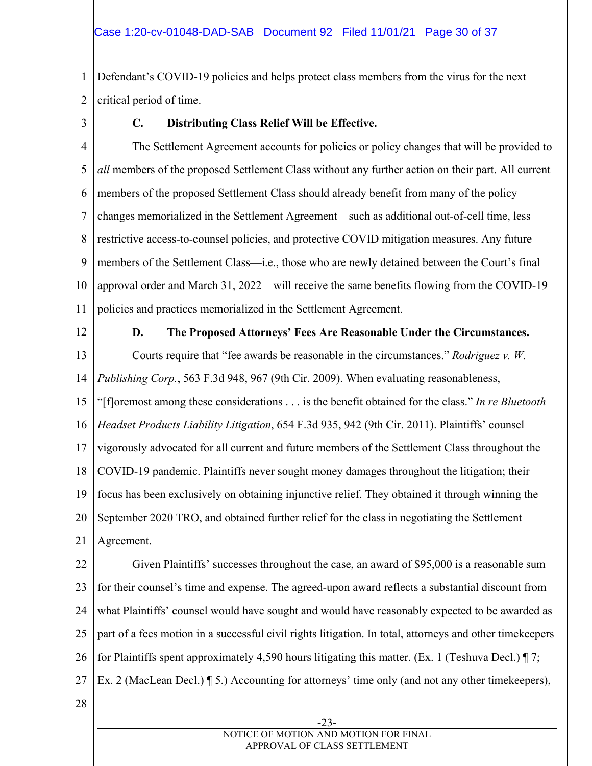Defendant's COVID-19 policies and helps protect class members from the virus for the next critical period of time.

### C. Distributing Class Relief Will be Effective.

The Settlement Agreement accounts for policies or policy changes that will be provided to *all* members of the proposed Settlement Class without any further action on their part. All current members of the proposed Settlement Class should already benefit from many of the policy changes memorialized in the Settlement Agreement—such as additional out-of-cell time, less restrictive access-to-counsel policies, and protective COVID mitigation measures. Any future members of the Settlement Class—i.e., those who are newly detained between the Court's final approval order and March 31, 2022—will receive the same benefits flowing from the COVID-19 policies and practices memorialized in the Settlement Agreement.

### D. The Proposed Attorneys' Fees Are Reasonable Under the Circumstances.

Courts require that "fee awards be reasonable in the circumstances." *Rodriguez v. W. Publishing Corp.*, 563 F.3d 948, 967 (9th Cir. 2009). When evaluating reasonableness, "[f]oremost among these considerations . . . is the benefit obtained for the class." *In re Bluetooth Headset Products Liability Litigation*, 654 F.3d 935, 942 (9th Cir. 2011). Plaintiffs' counsel vigorously advocated for all current and future members of the Settlement Class throughout the COVID-19 pandemic. Plaintiffs never sought money damages throughout the litigation; their focus has been exclusively on obtaining injunctive relief. They obtained it through winning the September 2020 TRO, and obtained further relief for the class in negotiating the Settlement Agreement.

Given Plaintiffs' successes throughout the case, an award of $95,000 is a reasonable sum for their counsel's time and expense. The agreed-upon award reflects a substantial discount from what Plaintiffs' counsel would have sought and would have reasonably expected to be awarded as part of a fees motion in a successful civil rights litigation. In total, attorneys and other timekeepers for Plaintiffs spent approximately 4,590 hours litigating this matter. (Ex. 1 (Teshuva Decl.) ¶ 7; Ex. 2 (MacLean Decl.) ¶ 5.) Accounting for attorneys' time only (and not any other timekeepers),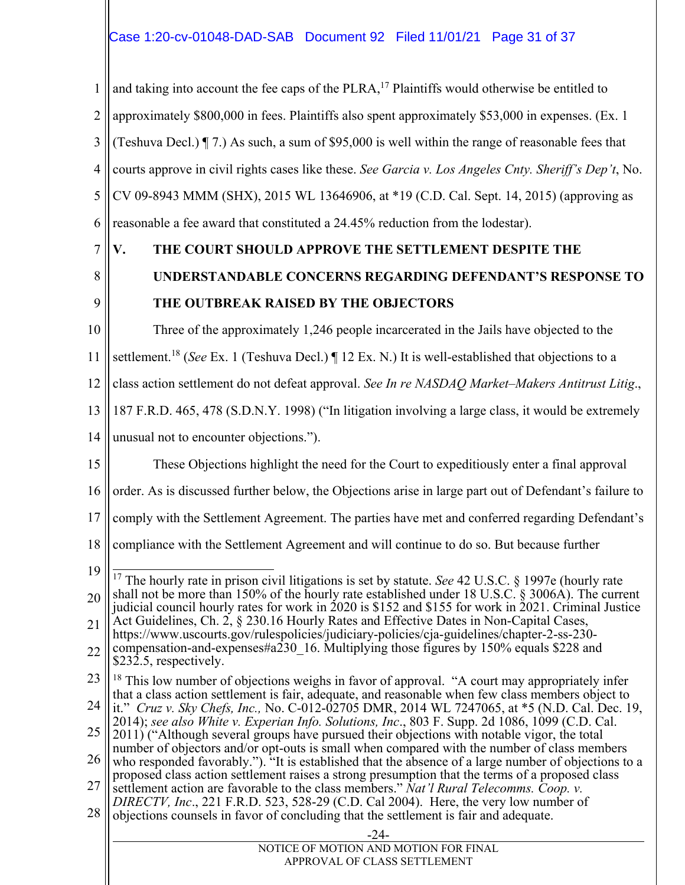and taking into account the fee caps of the PLRA,[17] Plaintiffs would otherwise be entitled to approximately $800,000 in fees. Plaintiffs also spent approximately $53,000 in expenses. (Ex. 1 (Teshuva Decl.) ¶ 7.) As such, a sum of $95,000 is well within the range of reasonable fees that courts approve in civil rights cases like these. *See Garcia v. Los Angeles Cnty. Sheriff's Dep't*, No. CV 09-8943 MMM (SHX), 2015 WL 13646906, at *19 (C.D. Cal. Sept. 14, 2015) (approving as reasonable a fee award that constituted a 24.45% reduction from the lodestar).

## V. THE COURT SHOULD APPROVE THE SETTLEMENT DESPITE THE UNDERSTANDABLE CONCERNS REGARDING DEFENDANT'S RESPONSE TO THE OUTBREAK RAISED BY THE OBJECTORS

Three of the approximately 1,246 people incarcerated in the Jails have objected to the settlement.[18] (*See* Ex. 1 (Teshuva Decl.) ¶ 12 Ex. N.) It is well-established that objections to a class action settlement do not defeat approval. *See In re NASDAQ Market–Makers Antitrust Litig.*, 187 F.R.D. 465, 478 (S.D.N.Y. 1998) ("In litigation involving a large class, it would be extremely unusual not to encounter objections.").

These Objections highlight the need for the Court to expeditiously enter a final approval order. As is discussed further below, the Objections arise in large part out of Defendant's failure to comply with the Settlement Agreement. The parties have met and conferred regarding Defendant's compliance with the Settlement Agreement and will continue to do so. But because further

---

[17] The hourly rate in prison civil litigations is set by statute. *See* 42 U.S.C. § 1997e (hourly rate shall not be more than 150% of the hourly rate established under 18 U.S.C. § 3006A). The current judicial council hourly rates for work in 2020 is $152 and $155 for work in 2021. Criminal Justice Act Guidelines, Ch. 2, § 230.16 Hourly Rates and Effective Dates in Non-Capital Cases, https://www.uscourts.gov/rulespolicies/judiciary-policies/cja-guidelines/chapter-2-ss-230-compensation-and-expenses#a230_16. Multiplying those figures by 150% equals $228 and $232.5, respectively.

[18] This low number of objections weighs in favor of approval. "A court may appropriately infer that a class action settlement is fair, adequate, and reasonable when few class members object to it." *Cruz v. Sky Chefs, Inc.,* No. C-012-02705 DMR, 2014 WL 7247065, at *5 (N.D. Cal. Dec. 19, 2014); *see also White v. Experian Info. Solutions, Inc*., 803 F. Supp. 2d 1086, 1099 (C.D. Cal. 2011) ("Although several groups have pursued their objections with notable vigor, the total number of objectors and/or opt-outs is small when compared with the number of class members who responded favorably."). "It is established that the absence of a large number of objections to a proposed class action settlement raises a strong presumption that the terms of a proposed class settlement action are favorable to the class members." *Nat'l Rural Telecomms. Coop. v. DIRECTV, Inc*., 221 F.R.D. 523, 528-29 (C.D. Cal 2004). Here, the very low number of objections counsels in favor of concluding that the settlement is fair and adequate.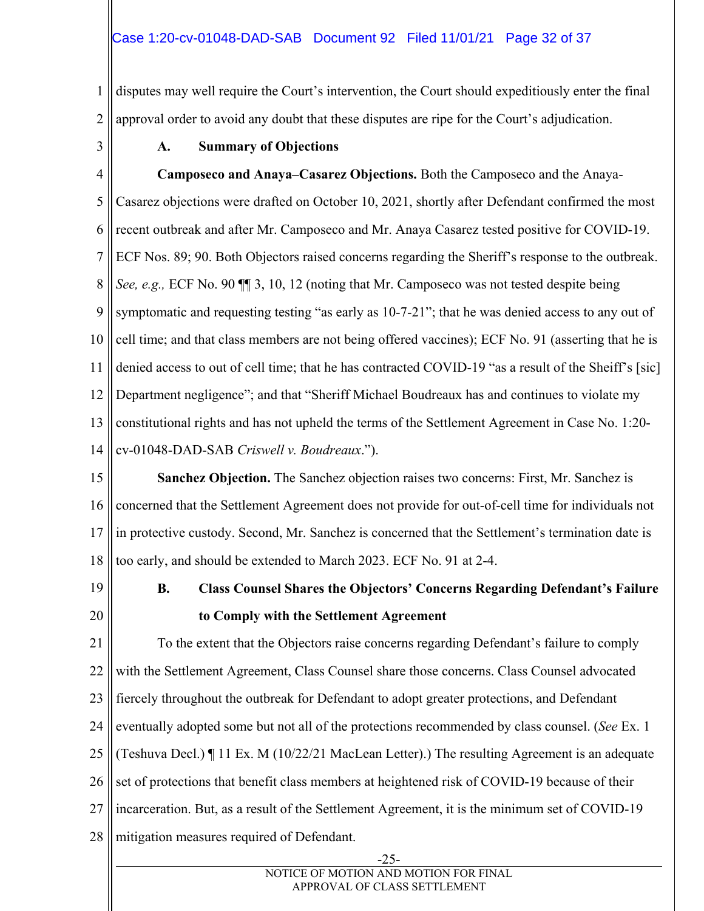disputes may well require the Court's intervention, the Court should expeditiously enter the final approval order to avoid any doubt that these disputes are ripe for the Court's adjudication.

### A. Summary of Objections

**Camposeco and Anaya–Casarez Objections.** Both the Camposeco and the Anaya-Casarez objections were drafted on October 10, 2021, shortly after Defendant confirmed the most recent outbreak and after Mr. Camposeco and Mr. Anaya Casarez tested positive for COVID-19. ECF Nos. 89; 90. Both Objectors raised concerns regarding the Sheriff's response to the outbreak. *See, e.g.,* ECF No. 90 ¶¶ 3, 10, 12 (noting that Mr. Camposeco was not tested despite being symptomatic and requesting testing "as early as 10-7-21"; that he was denied access to any out of cell time; and that class members are not being offered vaccines); ECF No. 91 (asserting that he is denied access to out of cell time; that he has contracted COVID-19 "as a result of the Sheiff's [sic] Department negligence"; and that "Sheriff Michael Boudreaux has and continues to violate my constitutional rights and has not upheld the terms of the Settlement Agreement in Case No. 1:20-cv-01048-DAD-SAB *Criswell v. Boudreaux*.").

**Sanchez Objection.** The Sanchez objection raises two concerns: First, Mr. Sanchez is concerned that the Settlement Agreement does not provide for out-of-cell time for individuals not in protective custody. Second, Mr. Sanchez is concerned that the Settlement's termination date is too early, and should be extended to March 2023. ECF No. 91 at 2-4.

### B. Class Counsel Shares the Objectors' Concerns Regarding Defendant's Failure to Comply with the Settlement Agreement

To the extent that the Objectors raise concerns regarding Defendant's failure to comply with the Settlement Agreement, Class Counsel share those concerns. Class Counsel advocated fiercely throughout the outbreak for Defendant to adopt greater protections, and Defendant eventually adopted some but not all of the protections recommended by class counsel. (*See* Ex. 1 (Teshuva Decl.) ¶ 11 Ex. M (10/22/21 MacLean Letter).) The resulting Agreement is an adequate set of protections that benefit class members at heightened risk of COVID-19 because of their incarceration. But, as a result of the Settlement Agreement, it is the minimum set of COVID-19 mitigation measures required of Defendant.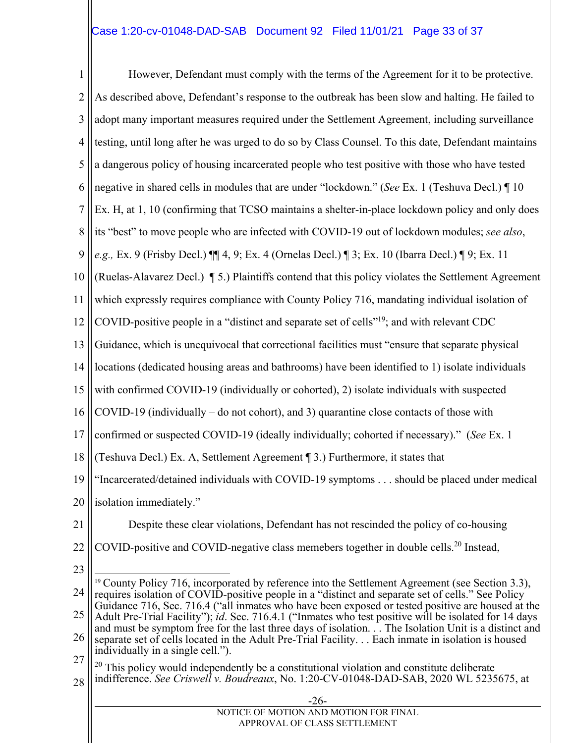However, Defendant must comply with the terms of the Agreement for it to be protective. As described above, Defendant's response to the outbreak has been slow and halting. He failed to adopt many important measures required under the Settlement Agreement, including surveillance testing, until long after he was urged to do so by Class Counsel. To this date, Defendant maintains a dangerous policy of housing incarcerated people who test positive with those who have tested negative in shared cells in modules that are under "lockdown." (*See* Ex. 1 (Teshuva Decl.) ¶ 10 Ex. H, at 1, 10 (confirming that TCSO maintains a shelter-in-place lockdown policy and only does its "best" to move people who are infected with COVID-19 out of lockdown modules; *see also*, *e.g.,* Ex. 9 (Frisby Decl.) ¶¶ 4, 9; Ex. 4 (Ornelas Decl.) ¶ 3; Ex. 10 (Ibarra Decl.) ¶ 9; Ex. 11 (Ruelas-Alavarez Decl.) ¶ 5.) Plaintiffs contend that this policy violates the Settlement Agreement which expressly requires compliance with County Policy 716, mandating individual isolation of COVID-positive people in a "distinct and separate set of cells"[19]; and with relevant CDC Guidance, which is unequivocal that correctional facilities must "ensure that separate physical locations (dedicated housing areas and bathrooms) have been identified to 1) isolate individuals with confirmed COVID-19 (individually or cohorted), 2) isolate individuals with suspected COVID-19 (individually – do not cohort), and 3) quarantine close contacts of those with confirmed or suspected COVID-19 (ideally individually; cohorted if necessary)." (*See* Ex. 1 (Teshuva Decl.) Ex. A, Settlement Agreement ¶ 3.) Furthermore, it states that "Incarcerated/detained individuals with COVID-19 symptoms . . . should be placed under medical isolation immediately."

Despite these clear violations, Defendant has not rescinded the policy of co-housing COVID-positive and COVID-negative class memebers together in double cells.[20] Instead,

---

[19] County Policy 716, incorporated by reference into the Settlement Agreement (see Section 3.3), requires isolation of COVID-positive people in a "distinct and separate set of cells." See Policy Guidance 716, Sec. 716.4 ("all inmates who have been exposed or tested positive are housed at the Adult Pre-Trial Facility"); *id*. Sec. 716.4.1 ("Inmates who test positive will be isolated for 14 days and must be symptom free for the last three days of isolation. . . The Isolation Unit is a distinct and separate set of cells located in the Adult Pre-Trial Facility. . . Each inmate in isolation is housed individually in a single cell.").

[20] This policy would independently be a constitutional violation and constitute deliberate indifference. *See Criswell v. Boudreaux*, No. 1:20-CV-01048-DAD-SAB, 2020 WL 5235675, at

NOTICE OF MOTION AND MOTION FOR FINAL APPROVAL OF CLASS SETTLEMENT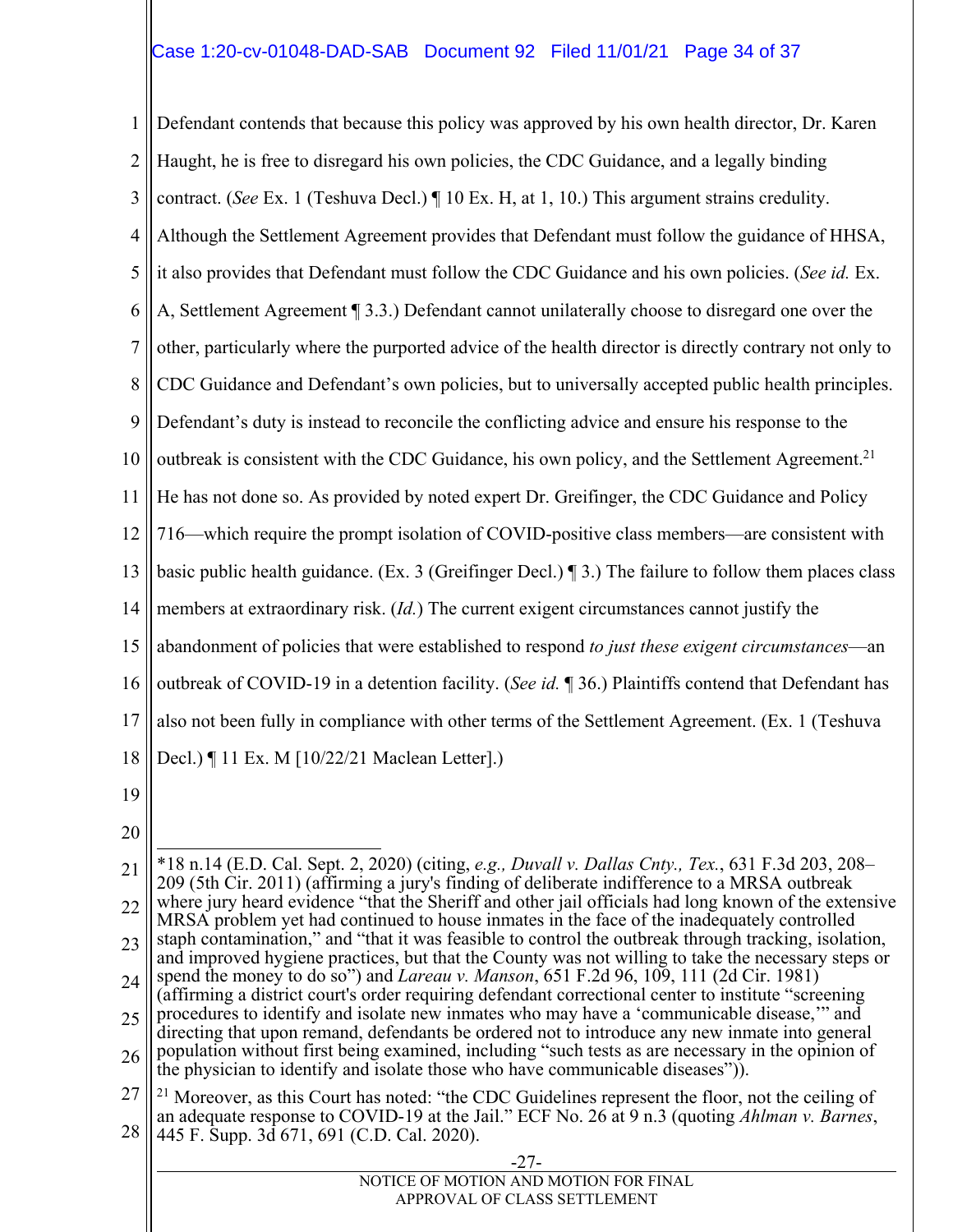Defendant contends that because this policy was approved by his own health director, Dr. Karen Haught, he is free to disregard his own policies, the CDC Guidance, and a legally binding contract. (*See* Ex. 1 (Teshuva Decl.) ¶ 10 Ex. H, at 1, 10.) This argument strains credulity. Although the Settlement Agreement provides that Defendant must follow the guidance of HHSA, it also provides that Defendant must follow the CDC Guidance and his own policies. (*See id.* Ex. A, Settlement Agreement ¶ 3.3.) Defendant cannot unilaterally choose to disregard one over the other, particularly where the purported advice of the health director is directly contrary not only to CDC Guidance and Defendant's own policies, but to universally accepted public health principles. Defendant's duty is instead to reconcile the conflicting advice and ensure his response to the outbreak is consistent with the CDC Guidance, his own policy, and the Settlement Agreement.[21] He has not done so. As provided by noted expert Dr. Greifinger, the CDC Guidance and Policy 716—which require the prompt isolation of COVID-positive class members—are consistent with basic public health guidance. (Ex. 3 (Greifinger Decl.) ¶ 3.) The failure to follow them places class members at extraordinary risk. (*Id.*) The current exigent circumstances cannot justify the abandonment of policies that were established to respond *to just these exigent circumstances*—an outbreak of COVID-19 in a detention facility. (*See id.* ¶ 36.) Plaintiffs contend that Defendant has also not been fully in compliance with other terms of the Settlement Agreement. (Ex. 1 (Teshuva Decl.) ¶ 11 Ex. M [10/22/21 Maclean Letter].)

---

*18 n.14 (E.D. Cal. Sept. 2, 2020) (citing, *e.g., Duvall v. Dallas Cnty., Tex.*, 631 F.3d 203, 208–209 (5th Cir. 2011) (affirming a jury's finding of deliberate indifference to a MRSA outbreak where jury heard evidence "that the Sheriff and other jail officials had long known of the extensive MRSA problem yet had continued to house inmates in the face of the inadequately controlled staph contamination," and "that it was feasible to control the outbreak through tracking, isolation, and improved hygiene practices, but that the County was not willing to take the necessary steps or spend the money to do so") and *Lareau v. Manson*, 651 F.2d 96, 109, 111 (2d Cir. 1981) (affirming a district court's order requiring defendant correctional center to institute "screening procedures to identify and isolate new inmates who may have a 'communicable disease,'" and directing that upon remand, defendants be ordered not to introduce any new inmate into general population without first being examined, including "such tests as are necessary in the opinion of the physician to identify and isolate those who have communicable diseases")).

[21] Moreover, as this Court has noted: "the CDC Guidelines represent the floor, not the ceiling of an adequate response to COVID-19 at the Jail." ECF No. 26 at 9 n.3 (quoting *Ahlman v. Barnes*, 445 F. Supp. 3d 671, 691 (C.D. Cal. 2020).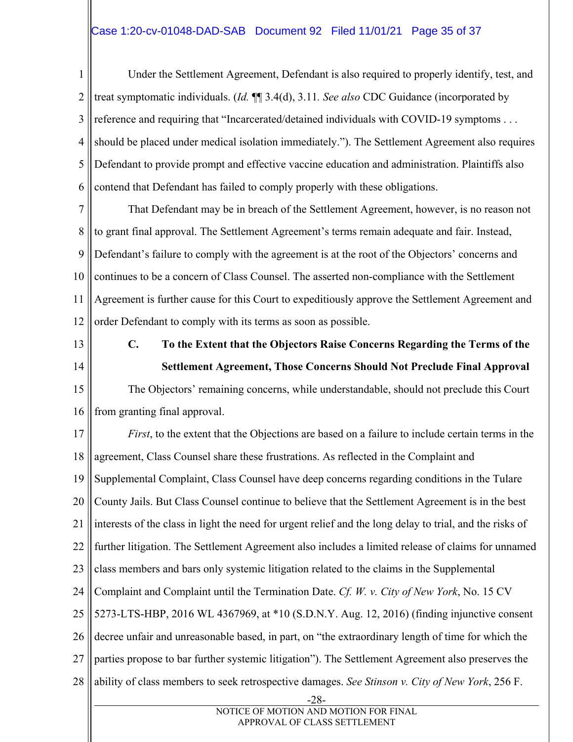Under the Settlement Agreement, Defendant is also required to properly identify, test, and treat symptomatic individuals. (*Id.* ¶¶ 3.4(d), 3.11. *See also* CDC Guidance (incorporated by reference and requiring that "Incarcerated/detained individuals with COVID-19 symptoms . . . should be placed under medical isolation immediately."). The Settlement Agreement also requires Defendant to provide prompt and effective vaccine education and administration. Plaintiffs also contend that Defendant has failed to comply properly with these obligations.

That Defendant may be in breach of the Settlement Agreement, however, is no reason not to grant final approval. The Settlement Agreement's terms remain adequate and fair. Instead, Defendant's failure to comply with the agreement is at the root of the Objectors' concerns and continues to be a concern of Class Counsel. The asserted non-compliance with the Settlement Agreement is further cause for this Court to expeditiously approve the Settlement Agreement and order Defendant to comply with its terms as soon as possible.

### C. To the Extent that the Objectors Raise Concerns Regarding the Terms of the Settlement Agreement, Those Concerns Should Not Preclude Final Approval

The Objectors' remaining concerns, while understandable, should not preclude this Court from granting final approval.

*First*, to the extent that the Objections are based on a failure to include certain terms in the agreement, Class Counsel share these frustrations. As reflected in the Complaint and Supplemental Complaint, Class Counsel have deep concerns regarding conditions in the Tulare County Jails. But Class Counsel continue to believe that the Settlement Agreement is in the best interests of the class in light the need for urgent relief and the long delay to trial, and the risks of further litigation. The Settlement Agreement also includes a limited release of claims for unnamed class members and bars only systemic litigation related to the claims in the Supplemental Complaint and Complaint until the Termination Date. *Cf. W. v. City of New York*, No. 15 CV 5273-LTS-HBP, 2016 WL 4367969, at *10 (S.D.N.Y. Aug. 12, 2016) (finding injunctive consent decree unfair and unreasonable based, in part, on "the extraordinary length of time for which the parties propose to bar further systemic litigation"). The Settlement Agreement also preserves the ability of class members to seek retrospective damages. *See Stinson v. City of New York*, 256 F.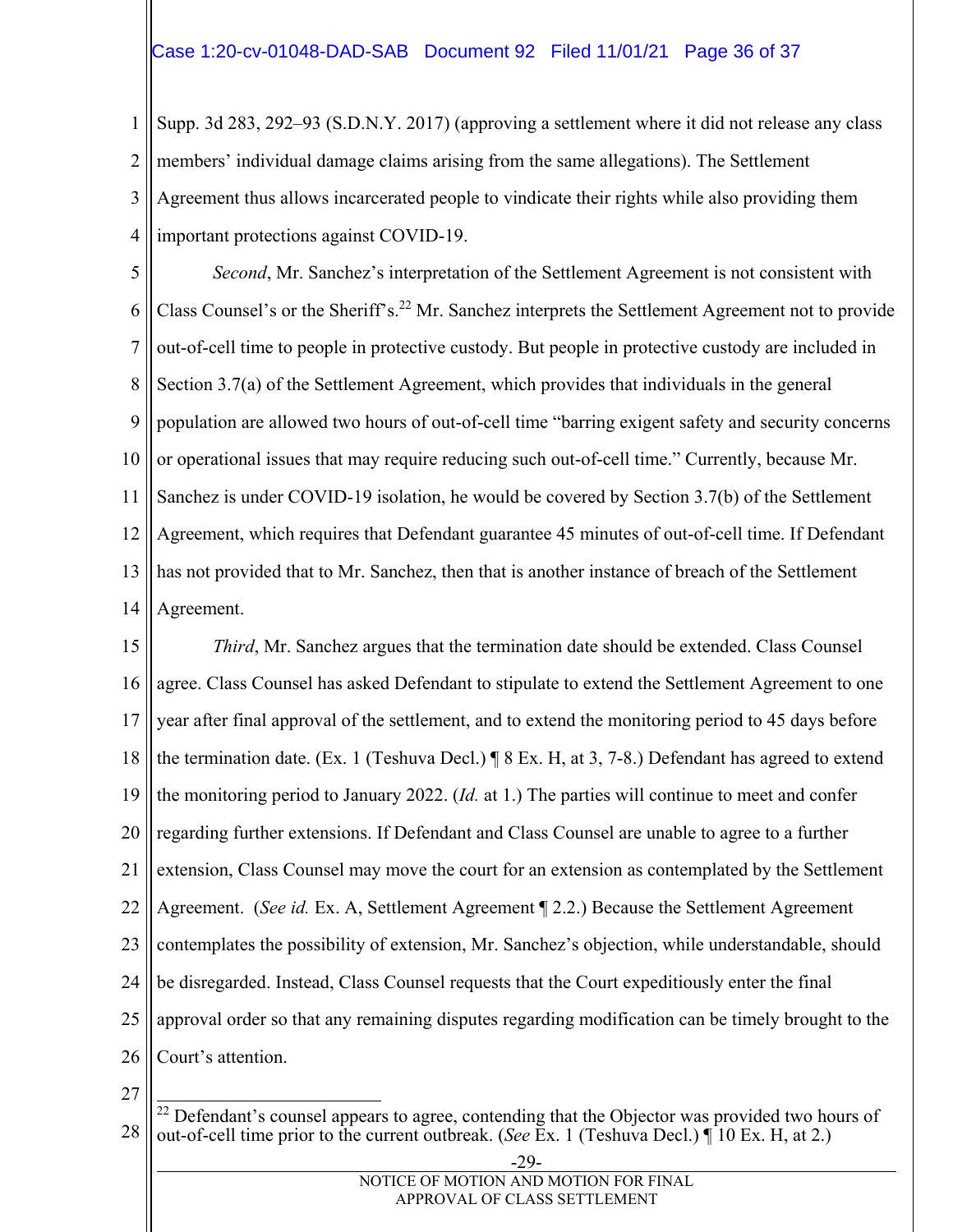Supp. 3d 283, 292–93 (S.D.N.Y. 2017) (approving a settlement where it did not release any class members' individual damage claims arising from the same allegations). The Settlement Agreement thus allows incarcerated people to vindicate their rights while also providing them important protections against COVID-19.

*Second*, Mr. Sanchez's interpretation of the Settlement Agreement is not consistent with Class Counsel's or the Sheriff's.[22] Mr. Sanchez interprets the Settlement Agreement not to provide out-of-cell time to people in protective custody. But people in protective custody are included in Section 3.7(a) of the Settlement Agreement, which provides that individuals in the general population are allowed two hours of out-of-cell time "barring exigent safety and security concerns or operational issues that may require reducing such out-of-cell time." Currently, because Mr. Sanchez is under COVID-19 isolation, he would be covered by Section 3.7(b) of the Settlement Agreement, which requires that Defendant guarantee 45 minutes of out-of-cell time. If Defendant has not provided that to Mr. Sanchez, then that is another instance of breach of the Settlement Agreement.

*Third*, Mr. Sanchez argues that the termination date should be extended. Class Counsel agree. Class Counsel has asked Defendant to stipulate to extend the Settlement Agreement to one year after final approval of the settlement, and to extend the monitoring period to 45 days before the termination date. (Ex. 1 (Teshuva Decl.) ¶ 8 Ex. H, at 3, 7-8.) Defendant has agreed to extend the monitoring period to January 2022. (*Id.* at 1.) The parties will continue to meet and confer regarding further extensions. If Defendant and Class Counsel are unable to agree to a further extension, Class Counsel may move the court for an extension as contemplated by the Settlement Agreement. (*See id.* Ex. A, Settlement Agreement ¶ 2.2.) Because the Settlement Agreement contemplates the possibility of extension, Mr. Sanchez's objection, while understandable, should be disregarded. Instead, Class Counsel requests that the Court expeditiously enter the final approval order so that any remaining disputes regarding modification can be timely brought to the Court's attention.

---

[22] Defendant's counsel appears to agree, contending that the Objector was provided two hours of out-of-cell time prior to the current outbreak. (*See* Ex. 1 (Teshuva Decl.) ¶ 10 Ex. H, at 2.)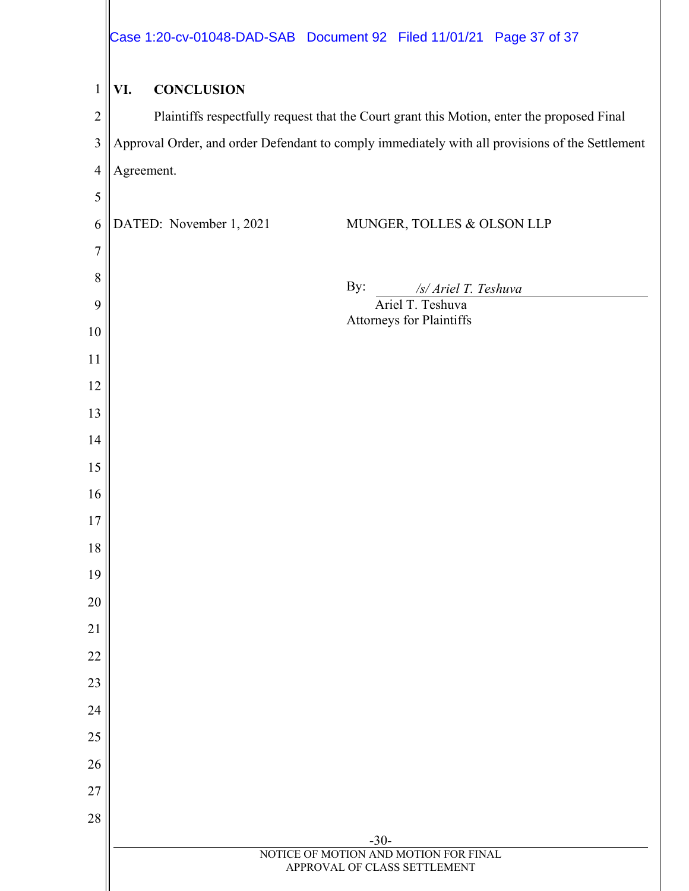## VI. CONCLUSION

Plaintiffs respectfully request that the Court grant this Motion, enter the proposed Final Approval Order, and order Defendant to comply immediately with all provisions of the Settlement Agreement.

DATED: November 1, 2021

MUNGER, TOLLES & OLSON LLP

By: */s/ Ariel T. Teshuva*
Ariel T. Teshuva
Attorneys for Plaintiffs